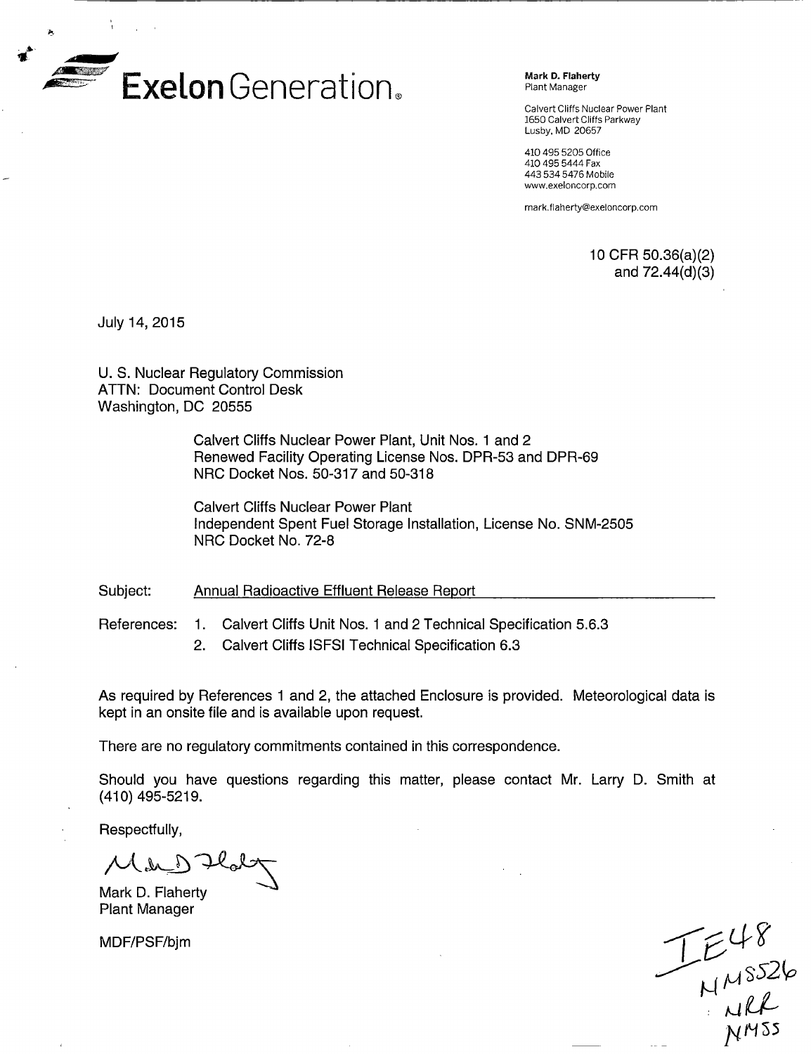**Exelon Generation**

**Mark D. Flaherty**
Plant Manager

Calvert Cliffs Nuclear Power Plant
1650 Calvert Cliffs Parkway
Lusby, MD 20657

410 495 5205 Office
410 495 5444 Fax
443 534 5476 Mobile
www.exeloncorp.com

mark.flaherty@exeloncorp.com

10 CFR 50.36(a)(2)
and 72.44(d)(3)

July 14, 2015

U. S. Nuclear Regulatory Commission
ATTN: Document Control Desk
Washington, DC 20555

Calvert Cliffs Nuclear Power Plant, Unit Nos. 1 and 2
Renewed Facility Operating License Nos. DPR-53 and DPR-69
NRC Docket Nos. 50-317 and 50-318

Calvert Cliffs Nuclear Power Plant
Independent Spent Fuel Storage Installation, License No. SNM-2505
NRC Docket No. 72-8

Subject: Annual Radioactive Effluent Release Report

References:
1. Calvert Cliffs Unit Nos. 1 and 2 Technical Specification 5.6.3
2. Calvert Cliffs ISFSI Technical Specification 6.3

As required by References 1 and 2, the attached Enclosure is provided. Meteorological data is kept in an onsite file and is available upon request.

There are no regulatory commitments contained in this correspondence.

Should you have questions regarding this matter, please contact Mr. Larry D. Smith at (410) 495-5219.

Respectfully,

Mark D. Flaherty
Plant Manager

MDF/PSF/bjm

IE48
NMSS26
NRR
NMSS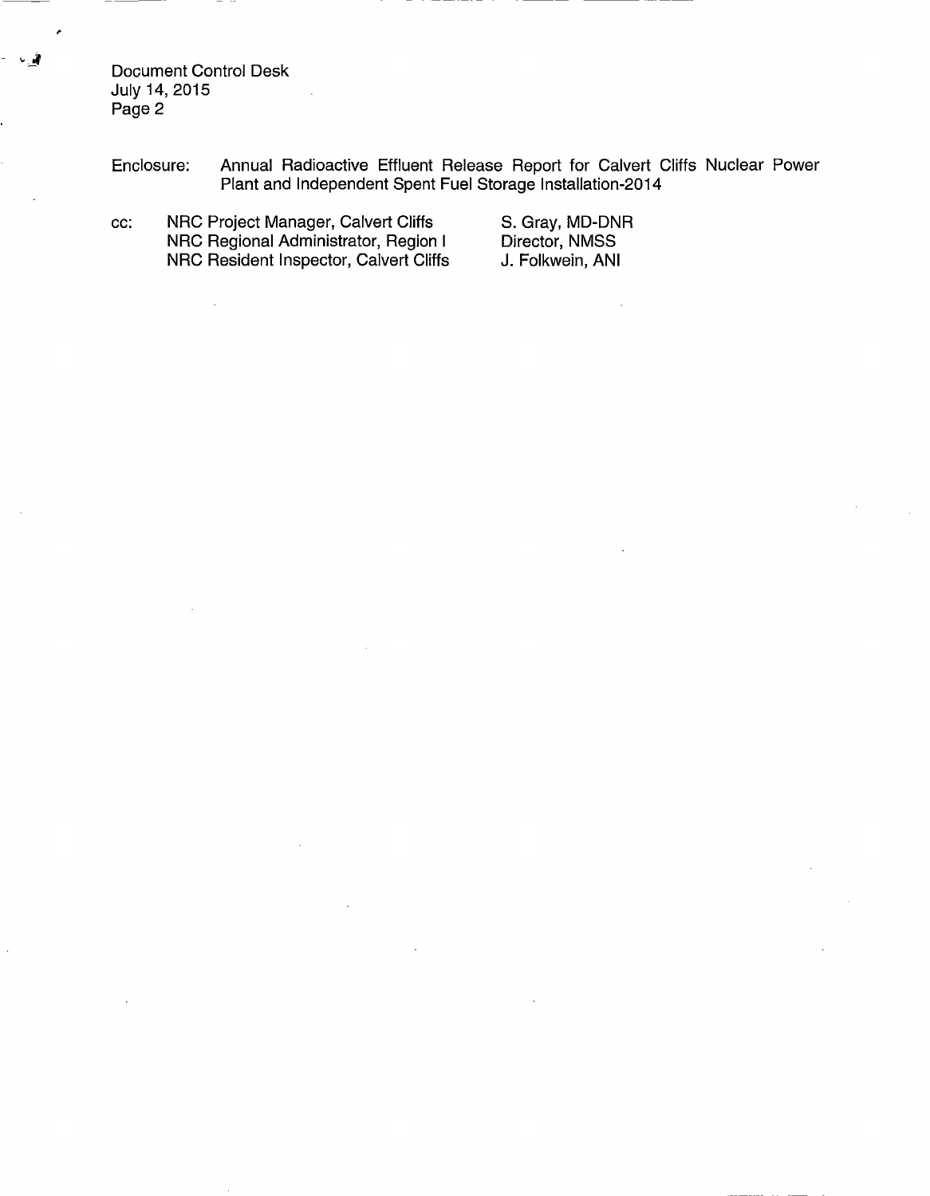Document Control Desk
July 14, 2015
Page 2

Enclosure: Annual Radioactive Effluent Release Report for Calvert Cliffs Nuclear Power Plant and Independent Spent Fuel Storage Installation-2014

cc: NRC Project Manager, Calvert Cliffs
NRC Regional Administrator, Region I
NRC Resident Inspector, Calvert Cliffs
S. Gray, MD-DNR
Director, NMSS
J. Folkwein, ANI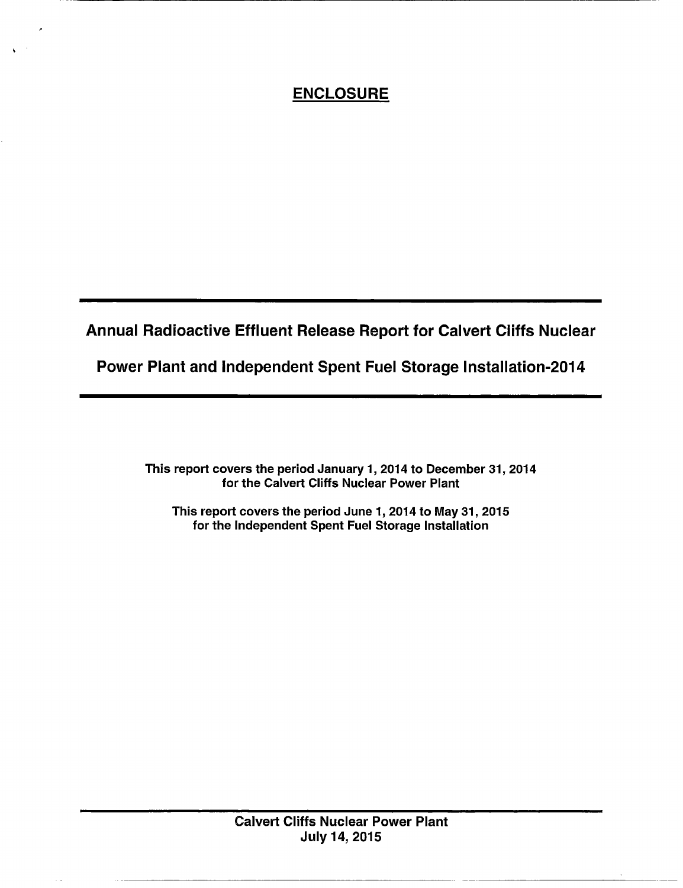# ENCLOSURE

## Annual Radioactive Effluent Release Report for Calvert Cliffs Nuclear Power Plant and Independent Spent Fuel Storage Installation-2014

**This report covers the period January 1, 2014 to December 31, 2014 for the Calvert Cliffs Nuclear Power Plant**

**This report covers the period June 1, 2014 to May 31, 2015 for the Independent Spent Fuel Storage Installation**

**Calvert Cliffs Nuclear Power Plant**
**July 14, 2015**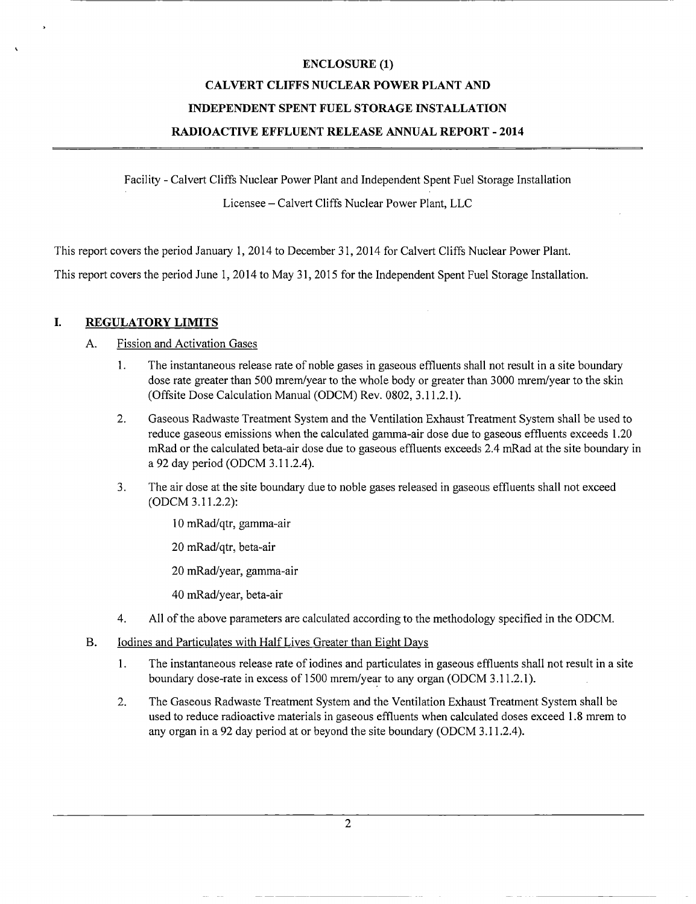**ENCLOSURE (1)**

**CALVERT CLIFFS NUCLEAR POWER PLANT AND**

**INDEPENDENT SPENT FUEL STORAGE INSTALLATION**

**RADIOACTIVE EFFLUENT RELEASE ANNUAL REPORT - 2014**

Facility - Calvert Cliffs Nuclear Power Plant and Independent Spent Fuel Storage Installation

Licensee – Calvert Cliffs Nuclear Power Plant, LLC

This report covers the period January 1, 2014 to December 31, 2014 for Calvert Cliffs Nuclear Power Plant.

This report covers the period June 1, 2014 to May 31, 2015 for the Independent Spent Fuel Storage Installation.

## I. REGULATORY LIMITS

### A. Fission and Activation Gases

1. The instantaneous release rate of noble gases in gaseous effluents shall not result in a site boundary dose rate greater than 500 mrem/year to the whole body or greater than 3000 mrem/year to the skin (Offsite Dose Calculation Manual (ODCM) Rev. 0802, 3.11.2.1).

2. Gaseous Radwaste Treatment System and the Ventilation Exhaust Treatment System shall be used to reduce gaseous emissions when the calculated gamma-air dose due to gaseous effluents exceeds 1.20 mRad or the calculated beta-air dose due to gaseous effluents exceeds 2.4 mRad at the site boundary in a 92 day period (ODCM 3.11.2.4).

3. The air dose at the site boundary due to noble gases released in gaseous effluents shall not exceed (ODCM 3.11.2.2):

   10 mRad/qtr, gamma-air

   20 mRad/qtr, beta-air

   20 mRad/year, gamma-air

   40 mRad/year, beta-air

4. All of the above parameters are calculated according to the methodology specified in the ODCM.

### B. Iodines and Particulates with Half Lives Greater than Eight Days

1. The instantaneous release rate of iodines and particulates in gaseous effluents shall not result in a site boundary dose-rate in excess of 1500 mrem/year to any organ (ODCM 3.11.2.1).

2. The Gaseous Radwaste Treatment System and the Ventilation Exhaust Treatment System shall be used to reduce radioactive materials in gaseous effluents when calculated doses exceed 1.8 mrem to any organ in a 92 day period at or beyond the site boundary (ODCM 3.11.2.4).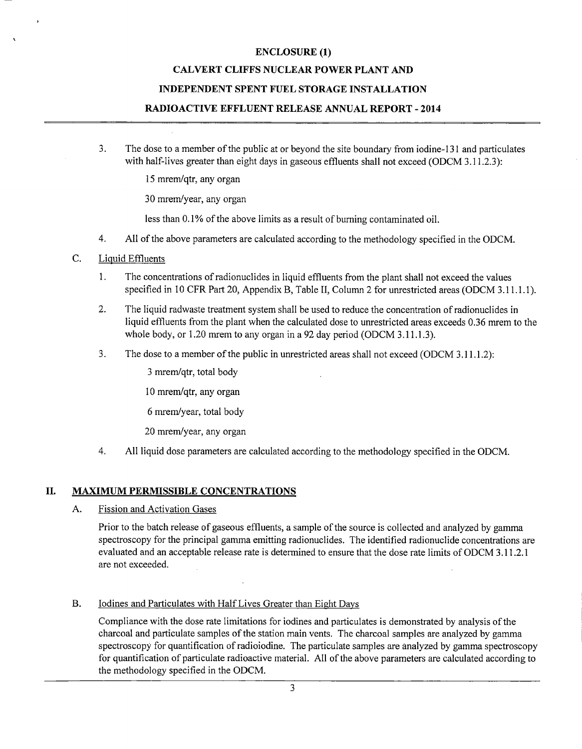3. The dose to a member of the public at or beyond the site boundary from iodine-131 and particulates with half-lives greater than eight days in gaseous effluents shall not exceed (ODCM 3.11.2.3):

   15 mrem/qtr, any organ

   30 mrem/year, any organ

   less than 0.1% of the above limits as a result of burning contaminated oil.

4. All of the above parameters are calculated according to the methodology specified in the ODCM.

C. Liquid Effluents

1. The concentrations of radionuclides in liquid effluents from the plant shall not exceed the values specified in 10 CFR Part 20, Appendix B, Table II, Column 2 for unrestricted areas (ODCM 3.11.1.1).

2. The liquid radwaste treatment system shall be used to reduce the concentration of radionuclides in liquid effluents from the plant when the calculated dose to unrestricted areas exceeds 0.36 mrem to the whole body, or 1.20 mrem to any organ in a 92 day period (ODCM 3.11.1.3).

3. The dose to a member of the public in unrestricted areas shall not exceed (ODCM 3.11.1.2):

   3 mrem/qtr, total body

   10 mrem/qtr, any organ

   6 mrem/year, total body

   20 mrem/year, any organ

4. All liquid dose parameters are calculated according to the methodology specified in the ODCM.

## II. MAXIMUM PERMISSIBLE CONCENTRATIONS

### A. Fission and Activation Gases

Prior to the batch release of gaseous effluents, a sample of the source is collected and analyzed by gamma spectroscopy for the principal gamma emitting radionuclides. The identified radionuclide concentrations are evaluated and an acceptable release rate is determined to ensure that the dose rate limits of ODCM 3.11.2.1 are not exceeded.

### B. Iodines and Particulates with Half Lives Greater than Eight Days

Compliance with the dose rate limitations for iodines and particulates is demonstrated by analysis of the charcoal and particulate samples of the station main vents. The charcoal samples are analyzed by gamma spectroscopy for quantification of radioiodine. The particulate samples are analyzed by gamma spectroscopy for quantification of particulate radioactive material. All of the above parameters are calculated according to the methodology specified in the ODCM.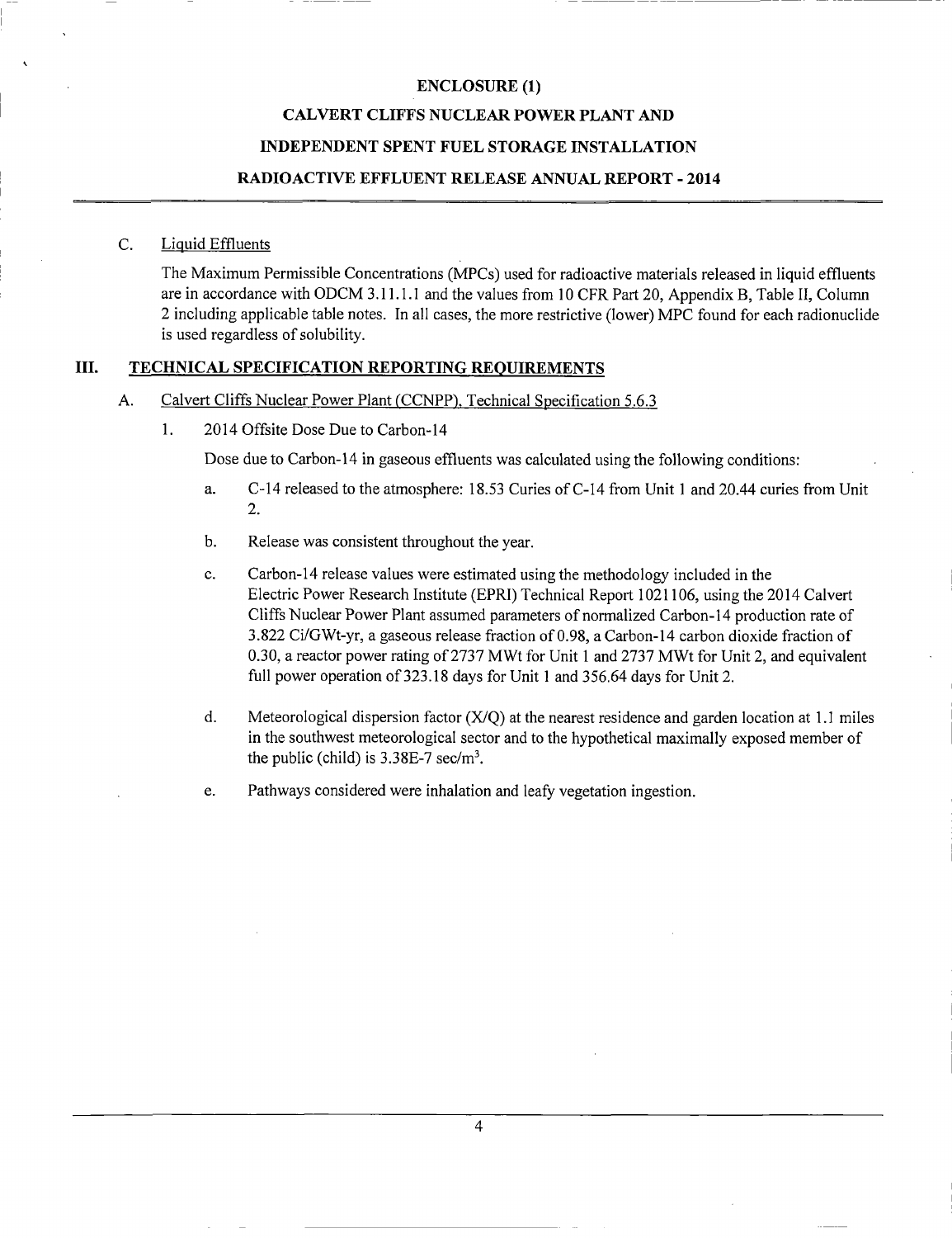ENCLOSURE (1)

CALVERT CLIFFS NUCLEAR POWER PLANT AND

INDEPENDENT SPENT FUEL STORAGE INSTALLATION

RADIOACTIVE EFFLUENT RELEASE ANNUAL REPORT - 2014

C. Liquid Effluents

The Maximum Permissible Concentrations (MPCs) used for radioactive materials released in liquid effluents are in accordance with ODCM 3.11.1.1 and the values from 10 CFR Part 20, Appendix B, Table II, Column 2 including applicable table notes. In all cases, the more restrictive (lower) MPC found for each radionuclide is used regardless of solubility.

## III. TECHNICAL SPECIFICATION REPORTING REQUIREMENTS

A. Calvert Cliffs Nuclear Power Plant (CCNPP), Technical Specification 5.6.3

1. 2014 Offsite Dose Due to Carbon-14

   Dose due to Carbon-14 in gaseous effluents was calculated using the following conditions:

   a. C-14 released to the atmosphere: 18.53 Curies of C-14 from Unit 1 and 20.44 curies from Unit 2.

   b. Release was consistent throughout the year.

   c. Carbon-14 release values were estimated using the methodology included in the Electric Power Research Institute (EPRI) Technical Report 1021106, using the 2014 Calvert Cliffs Nuclear Power Plant assumed parameters of normalized Carbon-14 production rate of 3.822 Ci/GWt-yr, a gaseous release fraction of 0.98, a Carbon-14 carbon dioxide fraction of 0.30, a reactor power rating of 2737 MWt for Unit 1 and 2737 MWt for Unit 2, and equivalent full power operation of 323.18 days for Unit 1 and 356.64 days for Unit 2.

   d. Meteorological dispersion factor (X/Q) at the nearest residence and garden location at 1.1 miles in the southwest meteorological sector and to the hypothetical maximally exposed member of the public (child) is 3.38E-7 sec/$m^3$.

   e. Pathways considered were inhalation and leafy vegetation ingestion.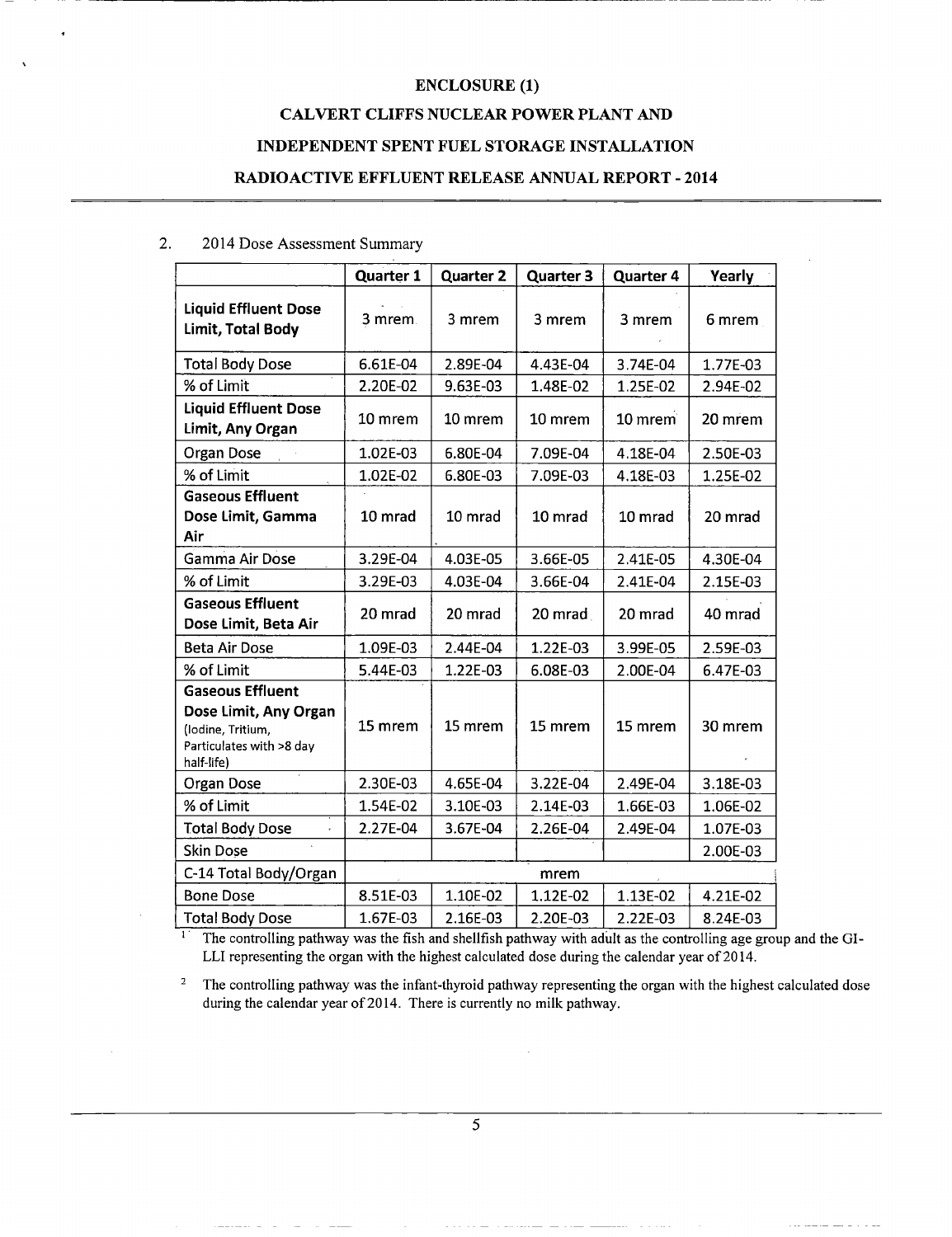**ENCLOSURE (1)**

**CALVERT CLIFFS NUCLEAR POWER PLANT AND**

**INDEPENDENT SPENT FUEL STORAGE INSTALLATION**

**RADIOACTIVE EFFLUENT RELEASE ANNUAL REPORT - 2014**

2. 2014 Dose Assessment Summary

| | Quarter 1 | Quarter 2 | Quarter 3 | Quarter 4 | Yearly |
|---|---|---|---|---|---|
| **Liquid Effluent Dose Limit, Total Body** | 3 mrem | 3 mrem | 3 mrem | 3 mrem | 6 mrem |
| Total Body Dose | 6.61E-04 | 2.89E-04 | 4.43E-04 | 3.74E-04 | 1.77E-03 |
| % of Limit | 2.20E-02 | 9.63E-03 | 1.48E-02 | 1.25E-02 | 2.94E-02 |
| **Liquid Effluent Dose Limit, Any Organ** | 10 mrem | 10 mrem | 10 mrem | 10 mrem | 20 mrem |
| Organ Dose | 1.02E-03 | 6.80E-04 | 7.09E-04 | 4.18E-04 | 2.50E-03 |
| % of Limit | 1.02E-02 | 6.80E-03 | 7.09E-03 | 4.18E-03 | 1.25E-02 |
| **Gaseous Effluent Dose Limit, Gamma Air** | 10 mrad | 10 mrad | 10 mrad | 10 mrad | 20 mrad |
| Gamma Air Dose | 3.29E-04 | 4.03E-05 | 3.66E-05 | 2.41E-05 | 4.30E-04 |
| % of Limit | 3.29E-03 | 4.03E-04 | 3.66E-04 | 2.41E-04 | 2.15E-03 |
| **Gaseous Effluent Dose Limit, Beta Air** | 20 mrad | 20 mrad | 20 mrad | 20 mrad | 40 mrad |
| Beta Air Dose | 1.09E-03 | 2.44E-04 | 1.22E-03 | 3.99E-05 | 2.59E-03 |
| % of Limit | 5.44E-03 | 1.22E-03 | 6.08E-03 | 2.00E-04 | 6.47E-03 |
| **Gaseous Effluent Dose Limit, Any Organ** (Iodine, Tritium, Particulates with >8 day half-life) | 15 mrem | 15 mrem | 15 mrem | 15 mrem | 30 mrem |
| Organ Dose | 2.30E-03 | 4.65E-04 | 3.22E-04 | 2.49E-04 | 3.18E-03 |
| % of Limit | 1.54E-02 | 3.10E-03 | 2.14E-03 | 1.66E-03 | 1.06E-02 |
| Total Body Dose | 2.27E-04 | 3.67E-04 | 2.26E-04 | 2.49E-04 | 1.07E-03 |
| Skin Dose | | | | | 2.00E-03 |
| C-14 Total Body/Organ | | | mrem | | |
| Bone Dose | 8.51E-03 | 1.10E-02 | 1.12E-02 | 1.13E-02 | 4.21E-02 |
| Total Body Dose | 1.67E-03 | 2.16E-03 | 2.20E-03 | 2.22E-03 | 8.24E-03 |

[1] The controlling pathway was the fish and shellfish pathway with adult as the controlling age group and the GI-LLI representing the organ with the highest calculated dose during the calendar year of 2014.

[2] The controlling pathway was the infant-thyroid pathway representing the organ with the highest calculated dose during the calendar year of 2014. There is currently no milk pathway.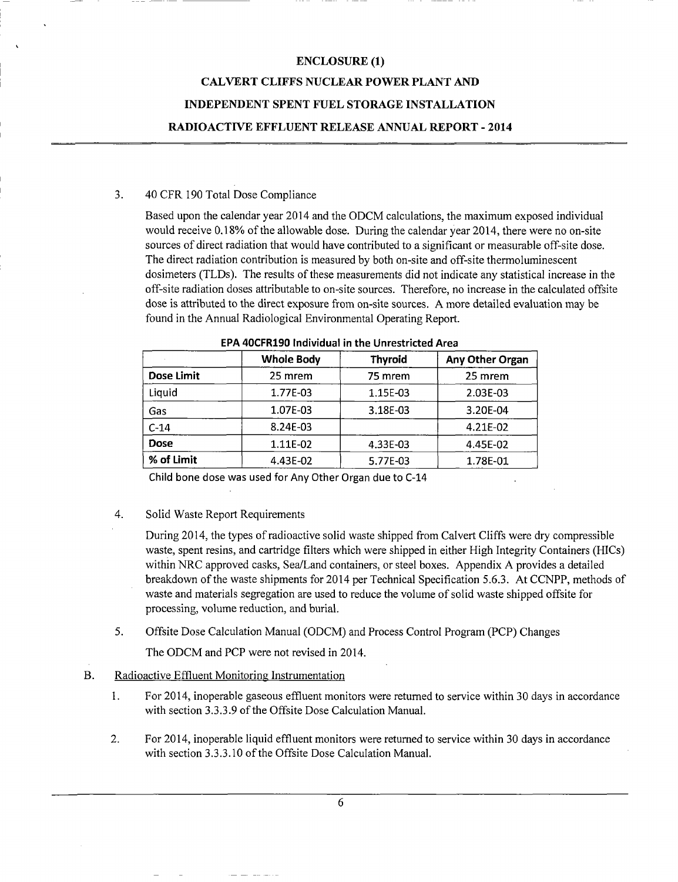# ENCLOSURE (1)

# CALVERT CLIFFS NUCLEAR POWER PLANT AND INDEPENDENT SPENT FUEL STORAGE INSTALLATION RADIOACTIVE EFFLUENT RELEASE ANNUAL REPORT - 2014

3. 40 CFR 190 Total Dose Compliance

   Based upon the calendar year 2014 and the ODCM calculations, the maximum exposed individual would receive 0.18% of the allowable dose. During the calendar year 2014, there were no on-site sources of direct radiation that would have contributed to a significant or measurable off-site dose. The direct radiation contribution is measured by both on-site and off-site thermoluminescent dosimeters (TLDs). The results of these measurements did not indicate any statistical increase in the off-site radiation doses attributable to on-site sources. Therefore, no increase in the calculated offsite dose is attributed to the direct exposure from on-site sources. A more detailed evaluation may be found in the Annual Radiological Environmental Operating Report.

**EPA 40CFR190 Individual in the Unrestricted Area**

| | Whole Body | Thyroid | Any Other Organ |
|---|---|---|---|
| **Dose Limit** | 25 mrem | 75 mrem | 25 mrem |
| Liquid | 1.77E-03 | 1.15E-03 | 2.03E-03 |
| Gas | 1.07E-03 | 3.18E-03 | 3.20E-04 |
| C-14 | 8.24E-03 | | 4.21E-02 |
| **Dose** | 1.11E-02 | 4.33E-03 | 4.45E-02 |
| **% of Limit** | 4.43E-02 | 5.77E-03 | 1.78E-01 |

Child bone dose was used for Any Other Organ due to C-14

4. Solid Waste Report Requirements

   During 2014, the types of radioactive solid waste shipped from Calvert Cliffs were dry compressible waste, spent resins, and cartridge filters which were shipped in either High Integrity Containers (HICs) within NRC approved casks, Sea/Land containers, or steel boxes. Appendix A provides a detailed breakdown of the waste shipments for 2014 per Technical Specification 5.6.3. At CCNPP, methods of waste and materials segregation are used to reduce the volume of solid waste shipped offsite for processing, volume reduction, and burial.

5. Offsite Dose Calculation Manual (ODCM) and Process Control Program (PCP) Changes

   The ODCM and PCP were not revised in 2014.

B. Radioactive Effluent Monitoring Instrumentation

1. For 2014, inoperable gaseous effluent monitors were returned to service within 30 days in accordance with section 3.3.3.9 of the Offsite Dose Calculation Manual.

2. For 2014, inoperable liquid effluent monitors were returned to service within 30 days in accordance with section 3.3.3.10 of the Offsite Dose Calculation Manual.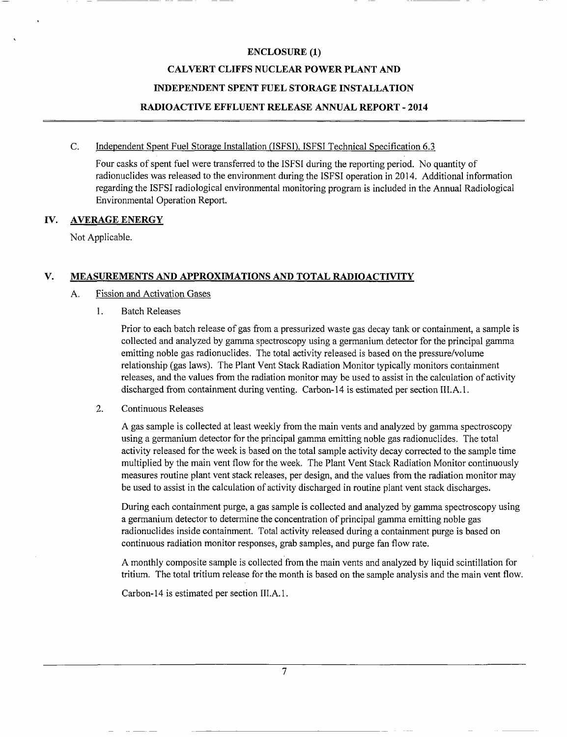C. Independent Spent Fuel Storage Installation (ISFSI), ISFSI Technical Specification 6.3

Four casks of spent fuel were transferred to the ISFSI during the reporting period. No quantity of radionuclides was released to the environment during the ISFSI operation in 2014. Additional information regarding the ISFSI radiological environmental monitoring program is included in the Annual Radiological Environmental Operation Report.

## IV. AVERAGE ENERGY

Not Applicable.

## V. MEASUREMENTS AND APPROXIMATIONS AND TOTAL RADIOACTIVITY

A. Fission and Activation Gases

1. Batch Releases

Prior to each batch release of gas from a pressurized waste gas decay tank or containment, a sample is collected and analyzed by gamma spectroscopy using a germanium detector for the principal gamma emitting noble gas radionuclides. The total activity released is based on the pressure/volume relationship (gas laws). The Plant Vent Stack Radiation Monitor typically monitors containment releases, and the values from the radiation monitor may be used to assist in the calculation of activity discharged from containment during venting. Carbon-14 is estimated per section III.A.1.

2. Continuous Releases

A gas sample is collected at least weekly from the main vents and analyzed by gamma spectroscopy using a germanium detector for the principal gamma emitting noble gas radionuclides. The total activity released for the week is based on the total sample activity decay corrected to the sample time multiplied by the main vent flow for the week. The Plant Vent Stack Radiation Monitor continuously measures routine plant vent stack releases, per design, and the values from the radiation monitor may be used to assist in the calculation of activity discharged in routine plant vent stack discharges.

During each containment purge, a gas sample is collected and analyzed by gamma spectroscopy using a germanium detector to determine the concentration of principal gamma emitting noble gas radionuclides inside containment. Total activity released during a containment purge is based on continuous radiation monitor responses, grab samples, and purge fan flow rate.

A monthly composite sample is collected from the main vents and analyzed by liquid scintillation for tritium. The total tritium release for the month is based on the sample analysis and the main vent flow.

Carbon-14 is estimated per section III.A.1.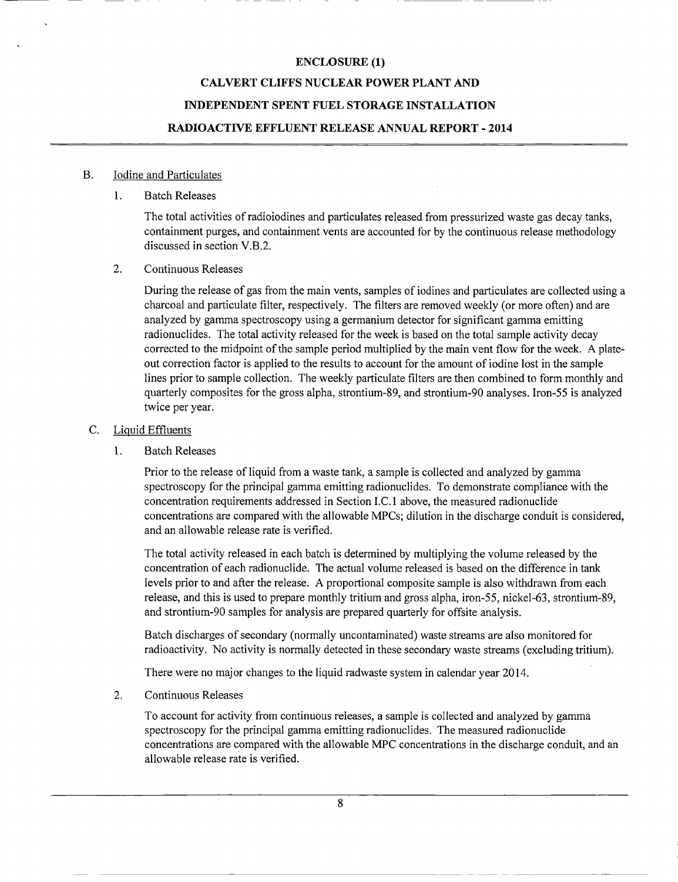### B. Iodine and Particulates

1. Batch Releases

   The total activities of radioiodines and particulates released from pressurized waste gas decay tanks, containment purges, and containment vents are accounted for by the continuous release methodology discussed in section V.B.2.

2. Continuous Releases

   During the release of gas from the main vents, samples of iodines and particulates are collected using a charcoal and particulate filter, respectively. The filters are removed weekly (or more often) and are analyzed by gamma spectroscopy using a germanium detector for significant gamma emitting radionuclides. The total activity released for the week is based on the total sample activity decay corrected to the midpoint of the sample period multiplied by the main vent flow for the week. A plate-out correction factor is applied to the results to account for the amount of iodine lost in the sample lines prior to sample collection. The weekly particulate filters are then combined to form monthly and quarterly composites for the gross alpha, strontium-89, and strontium-90 analyses. Iron-55 is analyzed twice per year.

### C. Liquid Effluents

1. Batch Releases

   Prior to the release of liquid from a waste tank, a sample is collected and analyzed by gamma spectroscopy for the principal gamma emitting radionuclides. To demonstrate compliance with the concentration requirements addressed in Section I.C.1 above, the measured radionuclide concentrations are compared with the allowable MPCs; dilution in the discharge conduit is considered, and an allowable release rate is verified.

   The total activity released in each batch is determined by multiplying the volume released by the concentration of each radionuclide. The actual volume released is based on the difference in tank levels prior to and after the release. A proportional composite sample is also withdrawn from each release, and this is used to prepare monthly tritium and gross alpha, iron-55, nickel-63, strontium-89, and strontium-90 samples for analysis are prepared quarterly for offsite analysis.

   Batch discharges of secondary (normally uncontaminated) waste streams are also monitored for radioactivity. No activity is normally detected in these secondary waste streams (excluding tritium).

   There were no major changes to the liquid radwaste system in calendar year 2014.

2. Continuous Releases

   To account for activity from continuous releases, a sample is collected and analyzed by gamma spectroscopy for the principal gamma emitting radionuclides. The measured radionuclide concentrations are compared with the allowable MPC concentrations in the discharge conduit, and an allowable release rate is verified.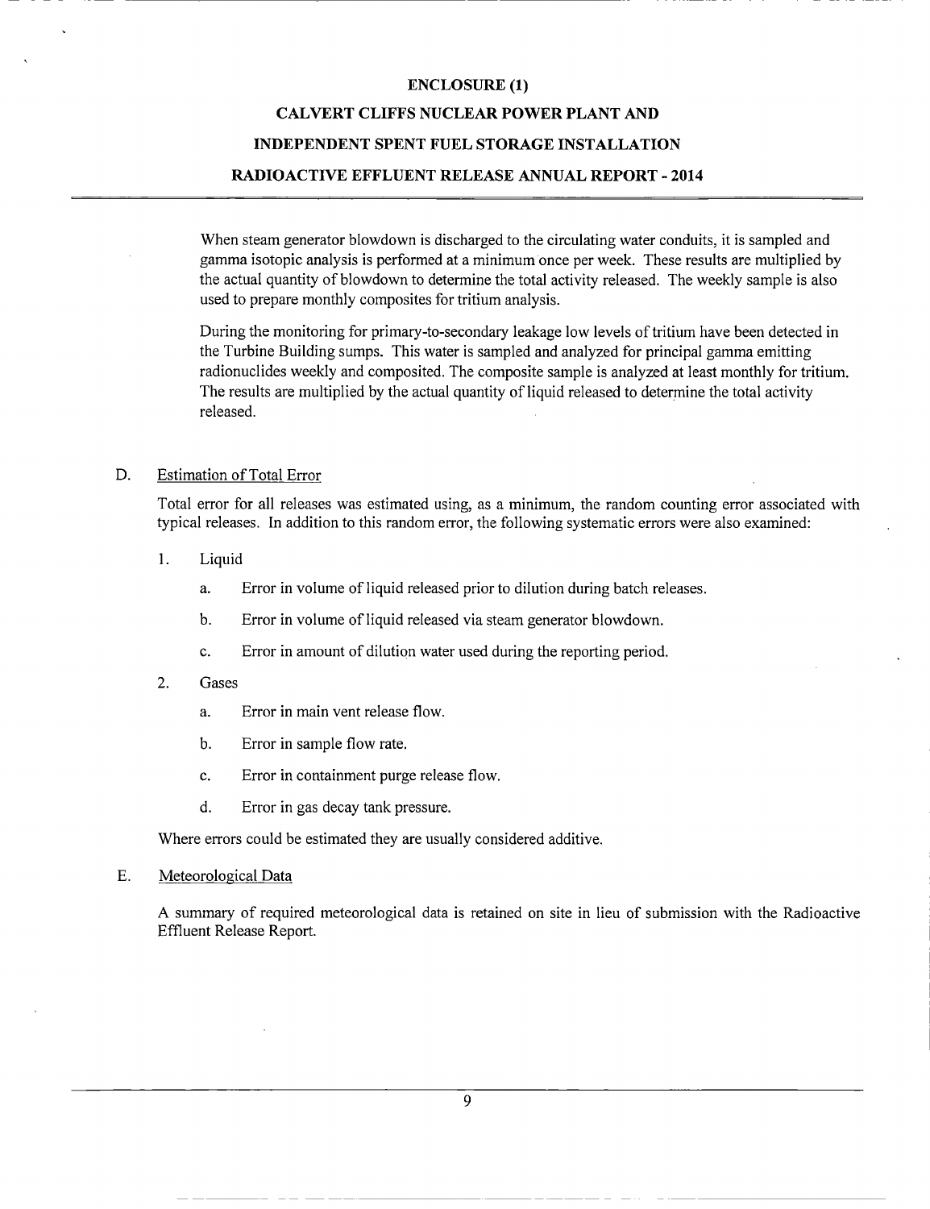When steam generator blowdown is discharged to the circulating water conduits, it is sampled and gamma isotopic analysis is performed at a minimum once per week. These results are multiplied by the actual quantity of blowdown to determine the total activity released. The weekly sample is also used to prepare monthly composites for tritium analysis.

During the monitoring for primary-to-secondary leakage low levels of tritium have been detected in the Turbine Building sumps. This water is sampled and analyzed for principal gamma emitting radionuclides weekly and composited. The composite sample is analyzed at least monthly for tritium. The results are multiplied by the actual quantity of liquid released to determine the total activity released.

## D. Estimation of Total Error

Total error for all releases was estimated using, as a minimum, the random counting error associated with typical releases. In addition to this random error, the following systematic errors were also examined:

1. Liquid
   a. Error in volume of liquid released prior to dilution during batch releases.
   b. Error in volume of liquid released via steam generator blowdown.
   c. Error in amount of dilution water used during the reporting period.
2. Gases
   a. Error in main vent release flow.
   b. Error in sample flow rate.
   c. Error in containment purge release flow.
   d. Error in gas decay tank pressure.

Where errors could be estimated they are usually considered additive.

## E. Meteorological Data

A summary of required meteorological data is retained on site in lieu of submission with the Radioactive Effluent Release Report.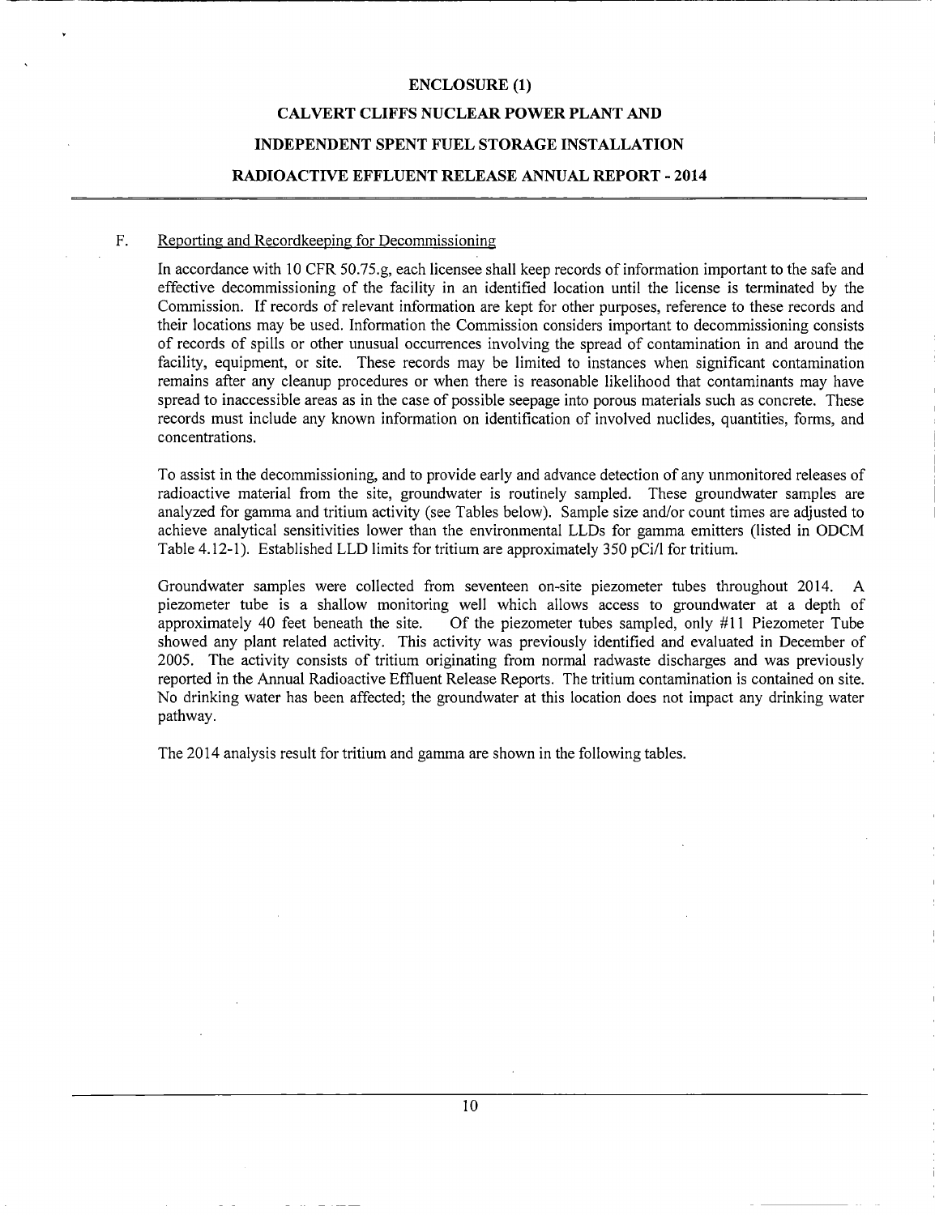# ENCLOSURE (1)

# CALVERT CLIFFS NUCLEAR POWER PLANT AND

# INDEPENDENT SPENT FUEL STORAGE INSTALLATION

# RADIOACTIVE EFFLUENT RELEASE ANNUAL REPORT - 2014

## F. Reporting and Recordkeeping for Decommissioning

In accordance with 10 CFR 50.75.g, each licensee shall keep records of information important to the safe and effective decommissioning of the facility in an identified location until the license is terminated by the Commission. If records of relevant information are kept for other purposes, reference to these records and their locations may be used. Information the Commission considers important to decommissioning consists of records of spills or other unusual occurrences involving the spread of contamination in and around the facility, equipment, or site. These records may be limited to instances when significant contamination remains after any cleanup procedures or when there is reasonable likelihood that contaminants may have spread to inaccessible areas as in the case of possible seepage into porous materials such as concrete. These records must include any known information on identification of involved nuclides, quantities, forms, and concentrations.

To assist in the decommissioning, and to provide early and advance detection of any unmonitored releases of radioactive material from the site, groundwater is routinely sampled. These groundwater samples are analyzed for gamma and tritium activity (see Tables below). Sample size and/or count times are adjusted to achieve analytical sensitivities lower than the environmental LLDs for gamma emitters (listed in ODCM Table 4.12-1). Established LLD limits for tritium are approximately 350 pCi/l for tritium.

Groundwater samples were collected from seventeen on-site piezometer tubes throughout 2014. A piezometer tube is a shallow monitoring well which allows access to groundwater at a depth of approximately 40 feet beneath the site. Of the piezometer tubes sampled, only #11 Piezometer Tube showed any plant related activity. This activity was previously identified and evaluated in December of 2005. The activity consists of tritium originating from normal radwaste discharges and was previously reported in the Annual Radioactive Effluent Release Reports. The tritium contamination is contained on site. No drinking water has been affected; the groundwater at this location does not impact any drinking water pathway.

The 2014 analysis result for tritium and gamma are shown in the following tables.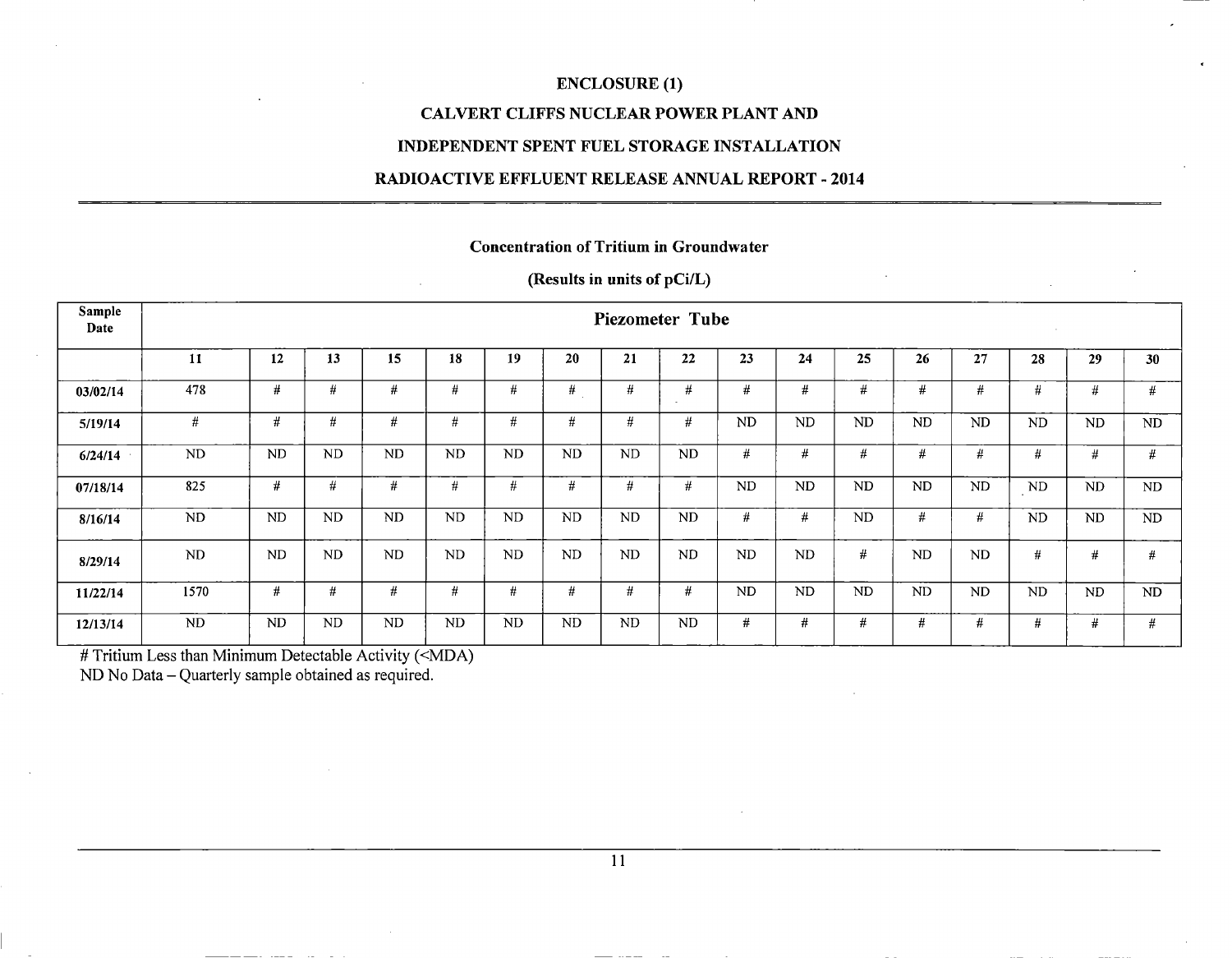# ENCLOSURE (1)

# CALVERT CLIFFS NUCLEAR POWER PLANT AND

# INDEPENDENT SPENT FUEL STORAGE INSTALLATION

# RADIOACTIVE EFFLUENT RELEASE ANNUAL REPORT - 2014

## Concentration of Tritium in Groundwater

### (Results in units of pCi/L)

| Sample Date | Piezometer Tube | | | | | | | | | | | | | | | | |
|---|---|---|---|---|---|---|---|---|---|---|---|---|---|---|---|---|---|
| | 11 | 12 | 13 | 15 | 18 | 19 | 20 | 21 | 22 | 23 | 24 | 25 | 26 | 27 | 28 | 29 | 30 |
| 03/02/14 | 478 | # | # | # | # | # | # | # | # | # | # | # | # | # | # | # | # |
| 5/19/14 | # | # | # | # | # | # | # | # | # | ND | ND | ND | ND | ND | ND | ND | ND |
| 6/24/14 | ND | ND | ND | ND | ND | ND | ND | ND | ND | # | # | # | # | # | # | # | # |
| 07/18/14 | 825 | # | # | # | # | # | # | # | # | ND | ND | ND | ND | ND | ND | ND | ND |
| 8/16/14 | ND | ND | ND | ND | ND | ND | ND | ND | ND | # | # | ND | # | # | ND | ND | ND |
| 8/29/14 | ND | ND | ND | ND | ND | ND | ND | ND | ND | ND | ND | # | ND | ND | # | # | # |
| 11/22/14 | 1570 | # | # | # | # | # | # | # | # | ND | ND | ND | ND | ND | ND | ND | ND |
| 12/13/14 | ND | ND | ND | ND | ND | ND | ND | ND | ND | # | # | # | # | # | # | # | # |

# Tritium Less than Minimum Detectable Activity (<MDA)

ND No Data – Quarterly sample obtained as required.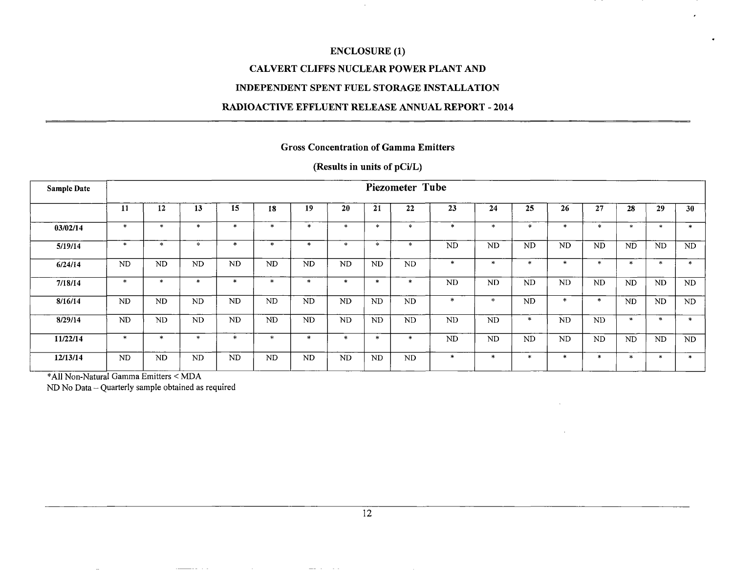# ENCLOSURE (1)

# CALVERT CLIFFS NUCLEAR POWER PLANT AND

# INDEPENDENT SPENT FUEL STORAGE INSTALLATION

# RADIOACTIVE EFFLUENT RELEASE ANNUAL REPORT - 2014

## Gross Concentration of Gamma Emitters

### (Results in units of pCi/L)

| Sample Date | Piezometer Tube | | | | | | | | | | | | | | | | |
|---|---|---|---|---|---|---|---|---|---|---|---|---|---|---|---|---|---|
| | 11 | 12 | 13 | 15 | 18 | 19 | 20 | 21 | 22 | 23 | 24 | 25 | 26 | 27 | 28 | 29 | 30 |
| 03/02/14 | * | * | * | * | * | * | * | * | * | * | * | * | * | * | * | * | * |
| 5/19/14 | * | * | * | * | * | * | * | * | * | ND | ND | ND | ND | ND | ND | ND | ND |
| 6/24/14 | ND | ND | ND | ND | ND | ND | ND | ND | ND | * | * | * | * | * | * | * | * |
| 7/18/14 | * | * | * | * | * | * | * | * | * | ND | ND | ND | ND | ND | ND | ND | ND |
| 8/16/14 | ND | ND | ND | ND | ND | ND | ND | ND | ND | * | * | ND | * | * | ND | ND | ND |
| 8/29/14 | ND | ND | ND | ND | ND | ND | ND | ND | ND | ND | ND | * | ND | ND | * | * | * |
| 11/22/14 | * | * | * | * | * | * | * | * | * | ND | ND | ND | ND | ND | ND | ND | ND |
| 12/13/14 | ND | ND | ND | ND | ND | ND | ND | ND | ND | * | * | * | * | * | * | * | * |

*All Non-Natural Gamma Emitters < MDA

ND No Data – Quarterly sample obtained as required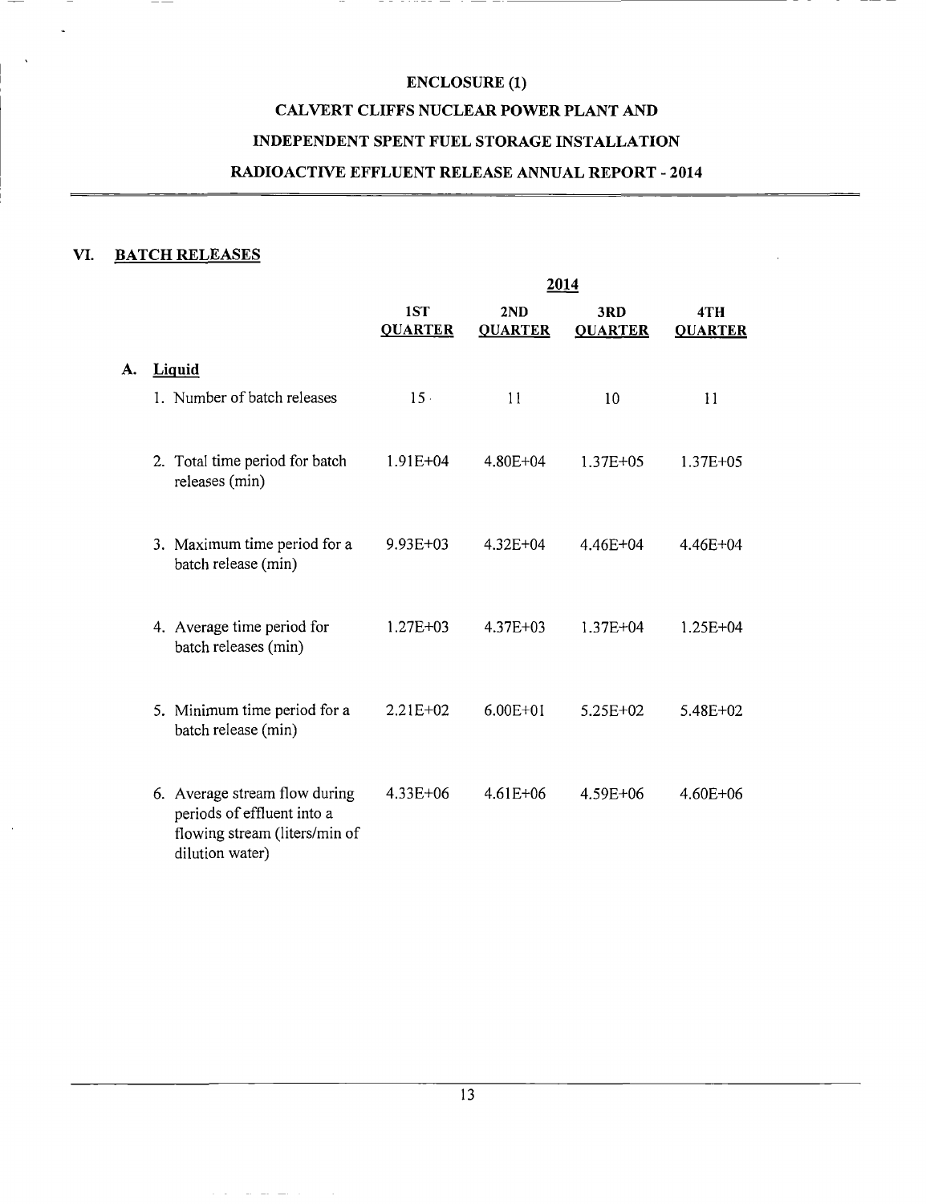ENCLOSURE (1)

CALVERT CLIFFS NUCLEAR POWER PLANT AND

INDEPENDENT SPENT FUEL STORAGE INSTALLATION

RADIOACTIVE EFFLUENT RELEASE ANNUAL REPORT - 2014

## VI. BATCH RELEASES

| | 2014 | | | |
|---|---|---|---|---|
| | **1ST QUARTER** | **2ND QUARTER** | **3RD QUARTER** | **4TH QUARTER** |
| **A. Liquid** | | | | |
| 1. Number of batch releases | 15 | 11 | 10 | 11 |
| 2. Total time period for batch releases (min) | 1.91E+04 | 4.80E+04 | 1.37E+05 | 1.37E+05 |
| 3. Maximum time period for a batch release (min) | 9.93E+03 | 4.32E+04 | 4.46E+04 | 4.46E+04 |
| 4. Average time period for batch releases (min) | 1.27E+03 | 4.37E+03 | 1.37E+04 | 1.25E+04 |
| 5. Minimum time period for a batch release (min) | 2.21E+02 | 6.00E+01 | 5.25E+02 | 5.48E+02 |
| 6. Average stream flow during periods of effluent into a flowing stream (liters/min of dilution water) | 4.33E+06 | 4.61E+06 | 4.59E+06 | 4.60E+06 |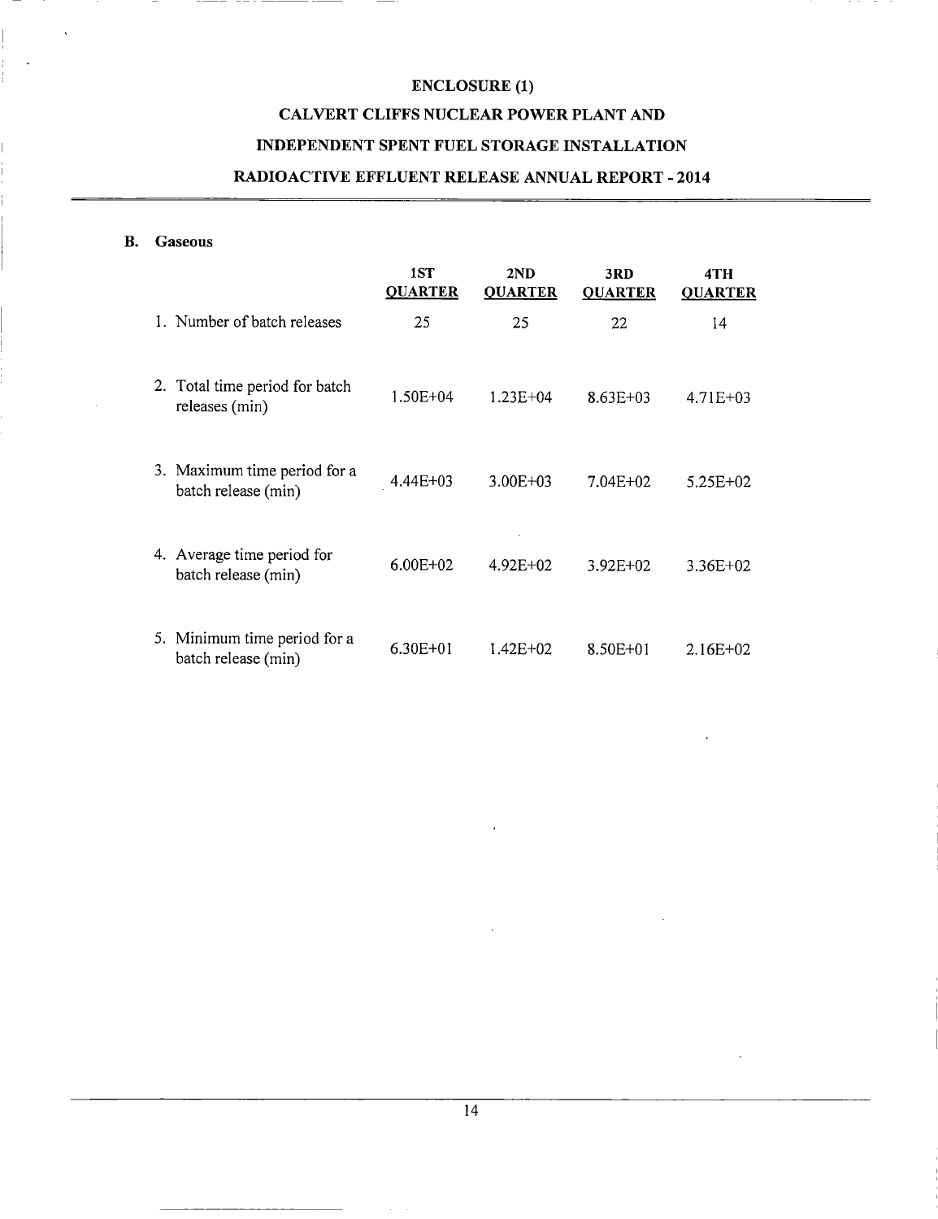## ENCLOSURE (1)

## CALVERT CLIFFS NUCLEAR POWER PLANT AND INDEPENDENT SPENT FUEL STORAGE INSTALLATION

## RADIOACTIVE EFFLUENT RELEASE ANNUAL REPORT - 2014

**B. Gaseous**

| | 1ST QUARTER | 2ND QUARTER | 3RD QUARTER | 4TH QUARTER |
|---|---|---|---|---|
| 1. Number of batch releases | 25 | 25 | 22 | 14 |
| 2. Total time period for batch releases (min) | 1.50E+04 | 1.23E+04 | 8.63E+03 | 4.71E+03 |
| 3. Maximum time period for a batch release (min) | 4.44E+03 | 3.00E+03 | 7.04E+02 | 5.25E+02 |
| 4. Average time period for batch release (min) | 6.00E+02 | 4.92E+02 | 3.92E+02 | 3.36E+02 |
| 5. Minimum time period for a batch release (min) | 6.30E+01 | 1.42E+02 | 8.50E+01 | 2.16E+02 |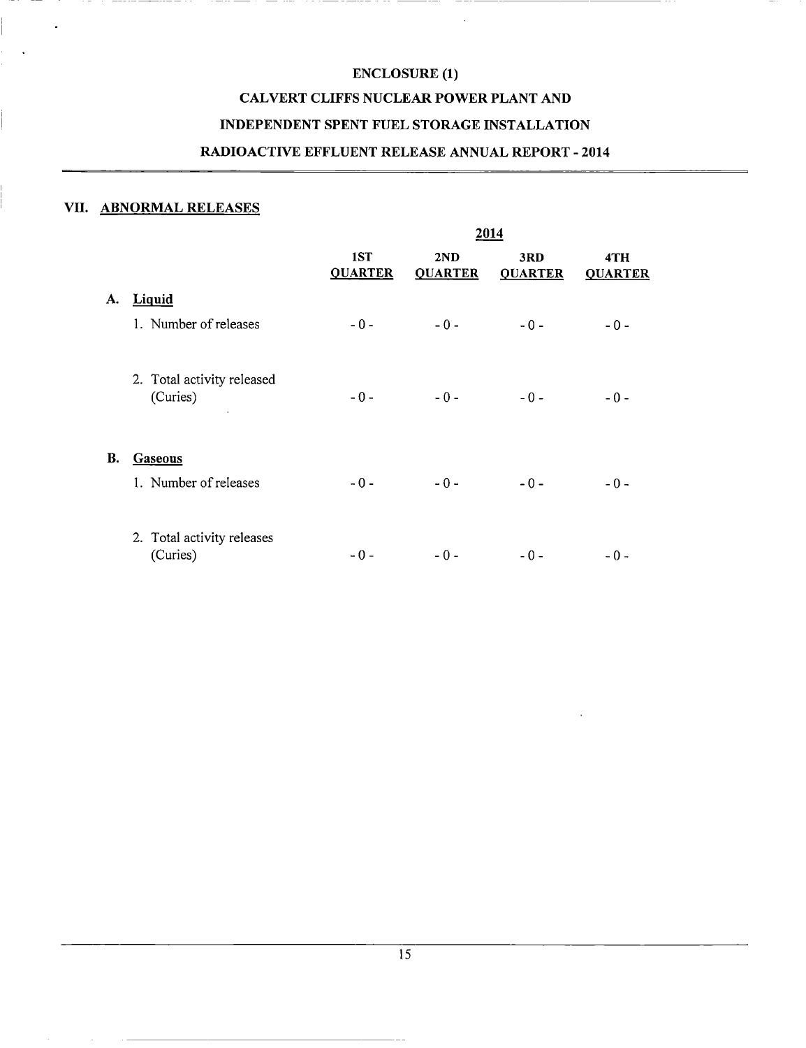ENCLOSURE (1)

CALVERT CLIFFS NUCLEAR POWER PLANT AND

INDEPENDENT SPENT FUEL STORAGE INSTALLATION

RADIOACTIVE EFFLUENT RELEASE ANNUAL REPORT - 2014

## VII. ABNORMAL RELEASES

| | 2014 | | | |
|---|---|---|---|---|
| | 1ST QUARTER | 2ND QUARTER | 3RD QUARTER | 4TH QUARTER |
| **A. Liquid** | | | | |
| 1. Number of releases | - 0 - | - 0 - | - 0 - | - 0 - |
| 2. Total activity released (Curies) | - 0 - | - 0 - | - 0 - | - 0 - |
| **B. Gaseous** | | | | |
| 1. Number of releases | - 0 - | - 0 - | - 0 - | - 0 - |
| 2. Total activity releases (Curies) | - 0 - | - 0 - | - 0 - | - 0 - |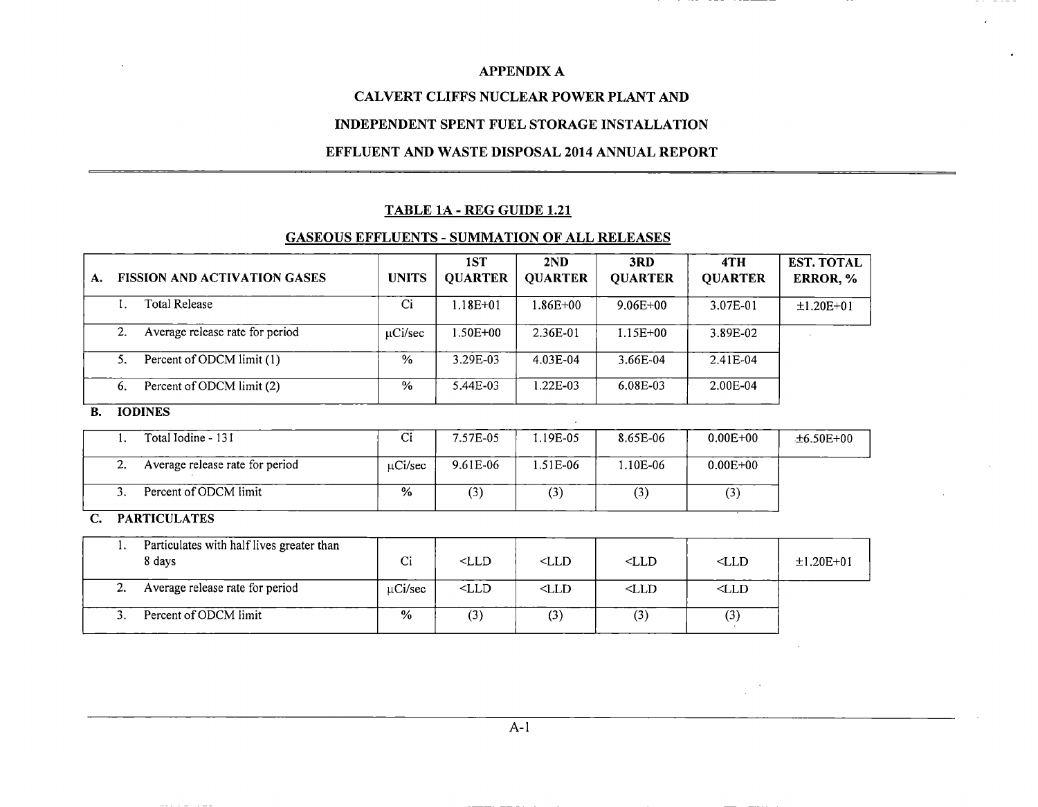## APPENDIX A

## CALVERT CLIFFS NUCLEAR POWER PLANT AND

## INDEPENDENT SPENT FUEL STORAGE INSTALLATION

## EFFLUENT AND WASTE DISPOSAL 2014 ANNUAL REPORT

### TABLE 1A - REG GUIDE 1.21

### GASEOUS EFFLUENTS - SUMMATION OF ALL RELEASES

| A. FISSION AND ACTIVATION GASES | UNITS | 1ST QUARTER | 2ND QUARTER | 3RD QUARTER | 4TH QUARTER | EST. TOTAL ERROR, % |
|---|---|---|---|---|---|---|
| 1. Total Release | Ci | 1.18E+01 | 1.86E+00 | 9.06E+00 | 3.07E-01 | ±1.20E+01 |
| 2. Average release rate for period | μCi/sec | 1.50E+00 | 2.36E-01 | 1.15E+00 | 3.89E-02 | |
| 5. Percent of ODCM limit (1) | % | 3.29E-03 | 4.03E-04 | 3.66E-04 | 2.41E-04 | |
| 6. Percent of ODCM limit (2) | % | 5.44E-03 | 1.22E-03 | 6.08E-03 | 2.00E-04 | |
| **B. IODINES** | | | | | | |
| 1. Total Iodine - 131 | Ci | 7.57E-05 | 1.19E-05 | 8.65E-06 | 0.00E+00 | ±6.50E+00 |
| 2. Average release rate for period | μCi/sec | 9.61E-06 | 1.51E-06 | 1.10E-06 | 0.00E+00 | |
| 3. Percent of ODCM limit | % | (3) | (3) | (3) | (3) | |
| **C. PARTICULATES** | | | | | | |
| 1. Particulates with half lives greater than 8 days | Ci | <LLD | <LLD | <LLD | <LLD | ±1.20E+01 |
| 2. Average release rate for period | μCi/sec | <LLD | <LLD | <LLD | <LLD | |
| 3. Percent of ODCM limit | % | (3) | (3) | (3) | (3) | |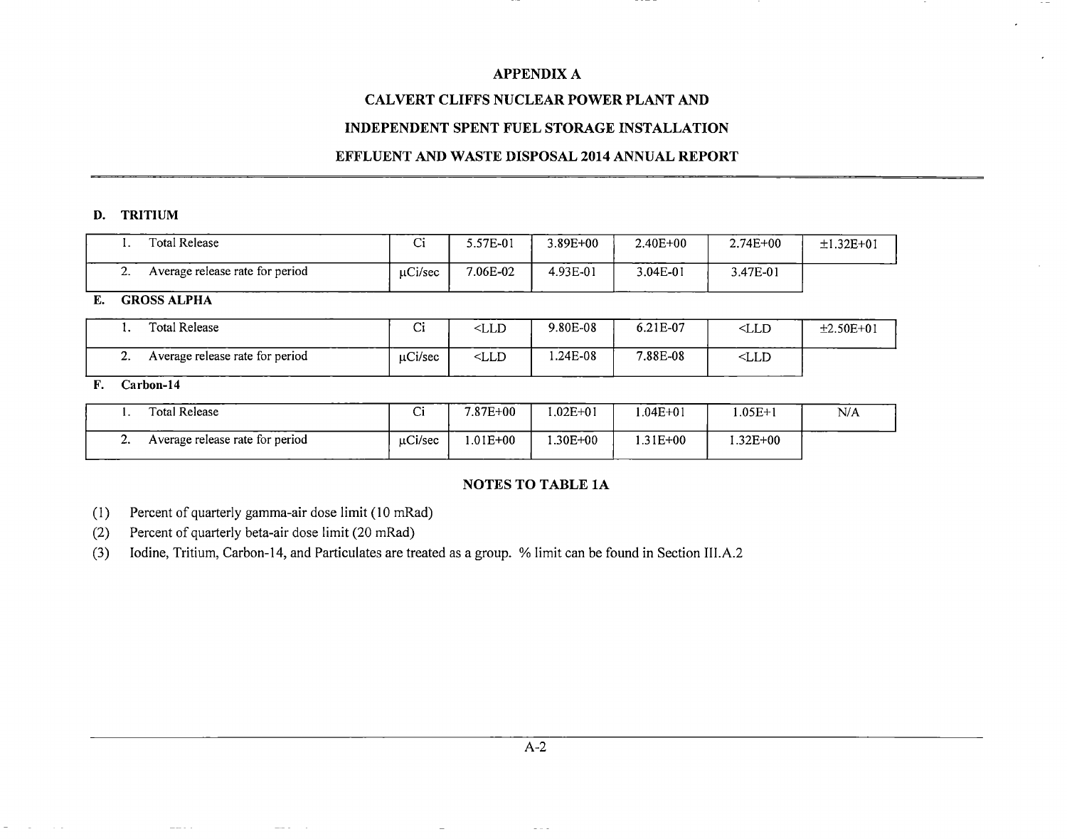**APPENDIX A**

**CALVERT CLIFFS NUCLEAR POWER PLANT AND**

**INDEPENDENT SPENT FUEL STORAGE INSTALLATION**

**EFFLUENT AND WASTE DISPOSAL 2014 ANNUAL REPORT**

**D. TRITIUM**

| | | | | | | |
|---|---|---|---|---|---|---|
| 1. Total Release | Ci | 5.57E-01 | 3.89E+00 | 2.40E+00 | 2.74E+00 | ±1.32E+01 |
| 2. Average release rate for period | μCi/sec | 7.06E-02 | 4.93E-01 | 3.04E-01 | 3.47E-01 | |

**E. GROSS ALPHA**

| | | | | | | |
|---|---|---|---|---|---|---|
| 1. Total Release | Ci | <LLD | 9.80E-08 | 6.21E-07 | <LLD | ±2.50E+01 |
| 2. Average release rate for period | μCi/sec | <LLD | 1.24E-08 | 7.88E-08 | <LLD | |

**F. Carbon-14**

| | | | | | | |
|---|---|---|---|---|---|---|
| 1. Total Release | Ci | 7.87E+00 | 1.02E+01 | 1.04E+01 | 1.05E+1 | N/A |
| 2. Average release rate for period | μCi/sec | 1.01E+00 | 1.30E+00 | 1.31E+00 | 1.32E+00 | |

**NOTES TO TABLE 1A**

(1) Percent of quarterly gamma-air dose limit (10 mRad)

(2) Percent of quarterly beta-air dose limit (20 mRad)

(3) Iodine, Tritium, Carbon-14, and Particulates are treated as a group. % limit can be found in Section III.A.2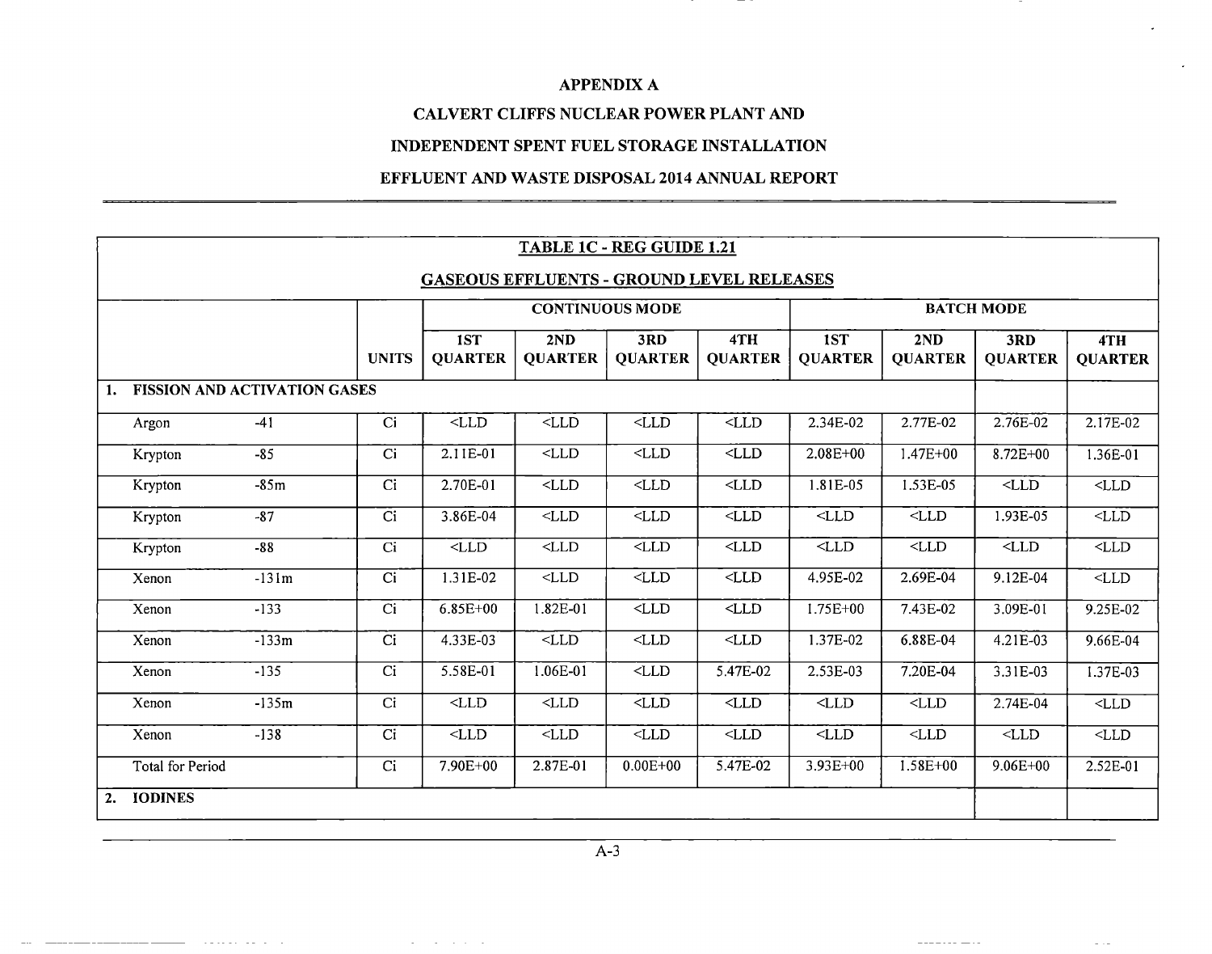**APPENDIX A**

**CALVERT CLIFFS NUCLEAR POWER PLANT AND**

**INDEPENDENT SPENT FUEL STORAGE INSTALLATION**

**EFFLUENT AND WASTE DISPOSAL 2014 ANNUAL REPORT**

**TABLE 1C - REG GUIDE 1.21**

**GASEOUS EFFLUENTS - GROUND LEVEL RELEASES**

| | | | CONTINUOUS MODE | | | | BATCH MODE | | | |
|---|---|---|---|---|---|---|---|---|---|---|
| | | UNITS | 1ST QUARTER | 2ND QUARTER | 3RD QUARTER | 4TH QUARTER | 1ST QUARTER | 2ND QUARTER | 3RD QUARTER | 4TH QUARTER |
| **1. FISSION AND ACTIVATION GASES** | | | | | | | | | | |
| Argon | -41 | Ci | <LLD | <LLD | <LLD | <LLD | 2.34E-02 | 2.77E-02 | 2.76E-02 | 2.17E-02 |
| Krypton | -85 | Ci | 2.11E-01 | <LLD | <LLD | <LLD | 2.08E+00 | 1.47E+00 | 8.72E+00 | 1.36E-01 |
| Krypton | -85m | Ci | 2.70E-01 | <LLD | <LLD | <LLD | 1.81E-05 | 1.53E-05 | <LLD | <LLD |
| Krypton | -87 | Ci | 3.86E-04 | <LLD | <LLD | <LLD | <LLD | <LLD | 1.93E-05 | <LLD |
| Krypton | -88 | Ci | <LLD | <LLD | <LLD | <LLD | <LLD | <LLD | <LLD | <LLD |
| Xenon | -131m | Ci | 1.31E-02 | <LLD | <LLD | <LLD | 4.95E-02 | 2.69E-04 | 9.12E-04 | <LLD |
| Xenon | -133 | Ci | 6.85E+00 | 1.82E-01 | <LLD | <LLD | 1.75E+00 | 7.43E-02 | 3.09E-01 | 9.25E-02 |
| Xenon | -133m | Ci | 4.33E-03 | <LLD | <LLD | <LLD | 1.37E-02 | 6.88E-04 | 4.21E-03 | 9.66E-04 |
| Xenon | -135 | Ci | 5.58E-01 | 1.06E-01 | <LLD | 5.47E-02 | 2.53E-03 | 7.20E-04 | 3.31E-03 | 1.37E-03 |
| Xenon | -135m | Ci | <LLD | <LLD | <LLD | <LLD | <LLD | <LLD | 2.74E-04 | <LLD |
| Xenon | -138 | Ci | <LLD | <LLD | <LLD | <LLD | <LLD | <LLD | <LLD | <LLD |
| Total for Period | | Ci | 7.90E+00 | 2.87E-01 | 0.00E+00 | 5.47E-02 | 3.93E+00 | 1.58E+00 | 9.06E+00 | 2.52E-01 |
| **2. IODINES** | | | | | | | | | | |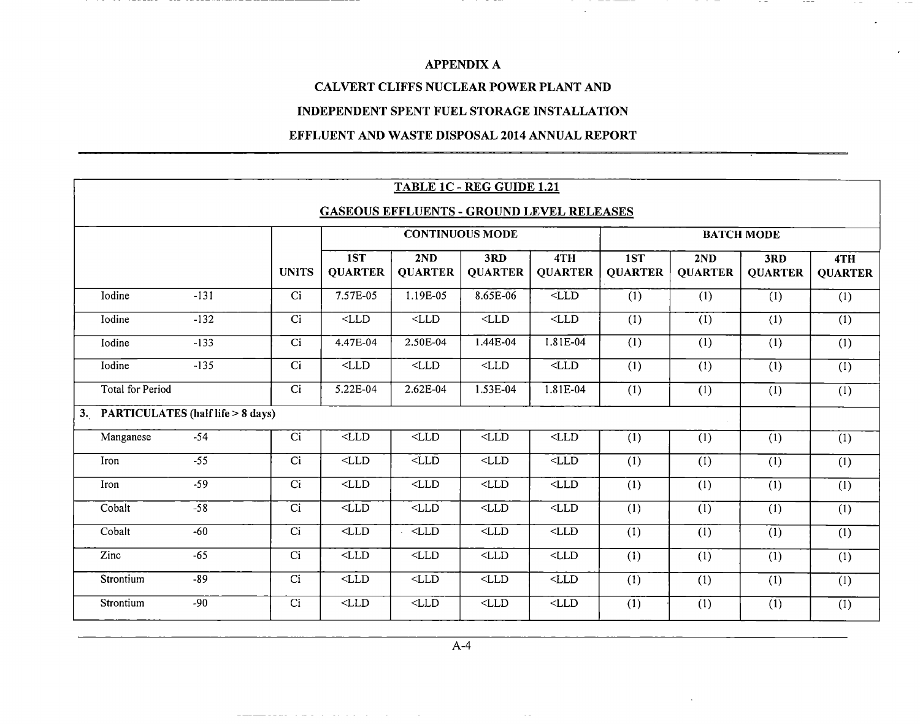# APPENDIX A

# CALVERT CLIFFS NUCLEAR POWER PLANT AND

# INDEPENDENT SPENT FUEL STORAGE INSTALLATION

# EFFLUENT AND WASTE DISPOSAL 2014 ANNUAL REPORT

## TABLE 1C - REG GUIDE 1.21

## GASEOUS EFFLUENTS - GROUND LEVEL RELEASES

| | | | CONTINUOUS MODE | | | | BATCH MODE | | | |
|---|---|---|---|---|---|---|---|---|---|---|
| | | UNITS | 1ST QUARTER | 2ND QUARTER | 3RD QUARTER | 4TH QUARTER | 1ST QUARTER | 2ND QUARTER | 3RD QUARTER | 4TH QUARTER |
| Iodine | -131 | Ci | 7.57E-05 | 1.19E-05 | 8.65E-06 | <LLD | (1) | (1) | (1) | (1) |
| Iodine | -132 | Ci | <LLD | <LLD | <LLD | <LLD | (1) | (1) | (1) | (1) |
| Iodine | -133 | Ci | 4.47E-04 | 2.50E-04 | 1.44E-04 | 1.81E-04 | (1) | (1) | (1) | (1) |
| Iodine | -135 | Ci | <LLD | <LLD | <LLD | <LLD | (1) | (1) | (1) | (1) |
| Total for Period | | Ci | 5.22E-04 | 2.62E-04 | 1.53E-04 | 1.81E-04 | (1) | (1) | (1) | (1) |
| 3. PARTICULATES (half life > 8 days) | | | | | | | | | | |
| Manganese | -54 | Ci | <LLD | <LLD | <LLD | <LLD | (1) | (1) | (1) | (1) |
| Iron | -55 | Ci | <LLD | <LLD | <LLD | <LLD | (1) | (1) | (1) | (1) |
| Iron | -59 | Ci | <LLD | <LLD | <LLD | <LLD | (1) | (1) | (1) | (1) |
| Cobalt | -58 | Ci | <LLD | <LLD | <LLD | <LLD | (1) | (1) | (1) | (1) |
| Cobalt | -60 | Ci | <LLD | <LLD | <LLD | <LLD | (1) | (1) | (1) | (1) |
| Zinc | -65 | Ci | <LLD | <LLD | <LLD | <LLD | (1) | (1) | (1) | (1) |
| Strontium | -89 | Ci | <LLD | <LLD | <LLD | <LLD | (1) | (1) | (1) | (1) |
| Strontium | -90 | Ci | <LLD | <LLD | <LLD | <LLD | (1) | (1) | (1) | (1) |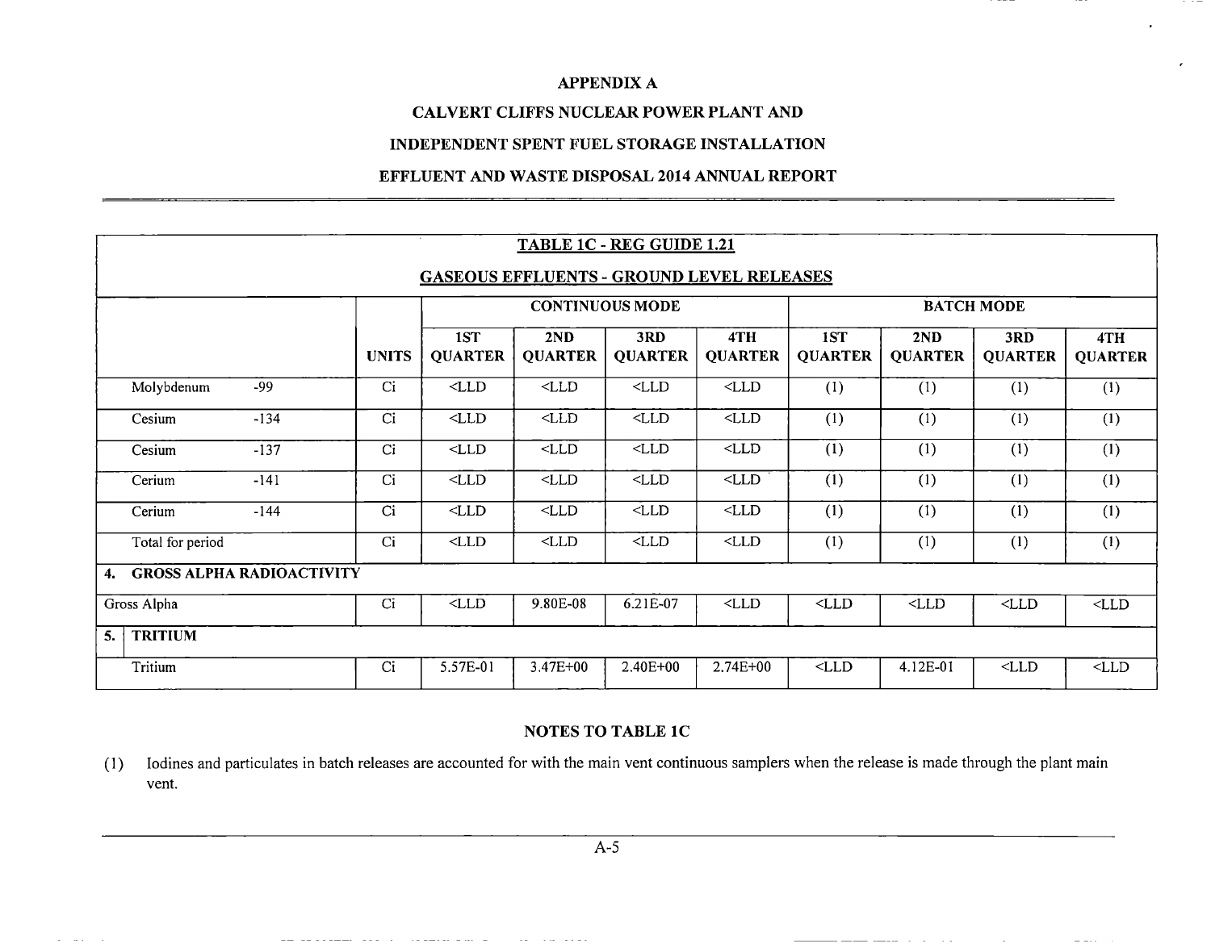# APPENDIX A

## CALVERT CLIFFS NUCLEAR POWER PLANT AND

## INDEPENDENT SPENT FUEL STORAGE INSTALLATION

## EFFLUENT AND WASTE DISPOSAL 2014 ANNUAL REPORT

**TABLE 1C - REG GUIDE 1.21**

**GASEOUS EFFLUENTS - GROUND LEVEL RELEASES**

| | | CONTINUOUS MODE | | | | BATCH MODE | | | |
|---|---|---|---|---|---|---|---|---|---|
| | UNITS | 1ST QUARTER | 2ND QUARTER | 3RD QUARTER | 4TH QUARTER | 1ST QUARTER | 2ND QUARTER | 3RD QUARTER | 4TH QUARTER |
| Molybdenum -99 | Ci | <LLD | <LLD | <LLD | <LLD | (1) | (1) | (1) | (1) |
| Cesium -134 | Ci | <LLD | <LLD | <LLD | <LLD | (1) | (1) | (1) | (1) |
| Cesium -137 | Ci | <LLD | <LLD | <LLD | <LLD | (1) | (1) | (1) | (1) |
| Cerium -141 | Ci | <LLD | <LLD | <LLD | <LLD | (1) | (1) | (1) | (1) |
| Cerium -144 | Ci | <LLD | <LLD | <LLD | <LLD | (1) | (1) | (1) | (1) |
| Total for period | Ci | <LLD | <LLD | <LLD | <LLD | (1) | (1) | (1) | (1) |
| **4. GROSS ALPHA RADIOACTIVITY** | | | | | | | | | |
| Gross Alpha | Ci | <LLD | 9.80E-08 | 6.21E-07 | <LLD | <LLD | <LLD | <LLD | <LLD |
| **5. TRITIUM** | | | | | | | | | |
| Tritium | Ci | 5.57E-01 | 3.47E+00 | 2.40E+00 | 2.74E+00 | <LLD | 4.12E-01 | <LLD | <LLD |

### NOTES TO TABLE 1C

(1) Iodines and particulates in batch releases are accounted for with the main vent continuous samplers when the release is made through the plant main vent.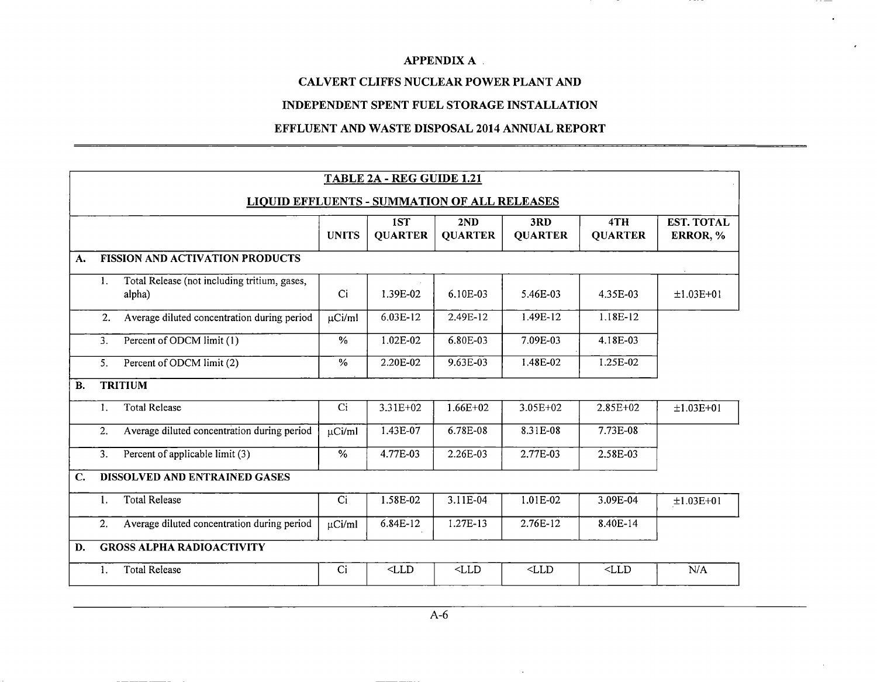# APPENDIX A

## CALVERT CLIFFS NUCLEAR POWER PLANT AND

## INDEPENDENT SPENT FUEL STORAGE INSTALLATION

## EFFLUENT AND WASTE DISPOSAL 2014 ANNUAL REPORT

**TABLE 2A - REG GUIDE 1.21**

**LIQUID EFFLUENTS - SUMMATION OF ALL RELEASES**

| | UNITS | 1ST QUARTER | 2ND QUARTER | 3RD QUARTER | 4TH QUARTER | EST. TOTAL ERROR, % |
|---|---|---|---|---|---|---|
| **A. FISSION AND ACTIVATION PRODUCTS** | | | | | | |
| 1. Total Release (not including tritium, gases, alpha) | Ci | 1.39E-02 | 6.10E-03 | 5.46E-03 | 4.35E-03 | ±1.03E+01 |
| 2. Average diluted concentration during period | μCi/ml | 6.03E-12 | 2.49E-12 | 1.49E-12 | 1.18E-12 | |
| 3. Percent of ODCM limit (1) | % | 1.02E-02 | 6.80E-03 | 7.09E-03 | 4.18E-03 | |
| 5. Percent of ODCM limit (2) | % | 2.20E-02 | 9.63E-03 | 1.48E-02 | 1.25E-02 | |
| **B. TRITIUM** | | | | | | |
| 1. Total Release | Ci | 3.31E+02 | 1.66E+02 | 3.05E+02 | 2.85E+02 | ±1.03E+01 |
| 2. Average diluted concentration during period | μCi/ml | 1.43E-07 | 6.78E-08 | 8.31E-08 | 7.73E-08 | |
| 3. Percent of applicable limit (3) | % | 4.77E-03 | 2.26E-03 | 2.77E-03 | 2.58E-03 | |
| **C. DISSOLVED AND ENTRAINED GASES** | | | | | | |
| 1. Total Release | Ci | 1.58E-02 | 3.11E-04 | 1.01E-02 | 3.09E-04 | ±1.03E+01 |
| 2. Average diluted concentration during period | μCi/ml | 6.84E-12 | 1.27E-13 | 2.76E-12 | 8.40E-14 | |
| **D. GROSS ALPHA RADIOACTIVITY** | | | | | | |
| 1. Total Release | Ci | <LLD | <LLD | <LLD | <LLD | N/A |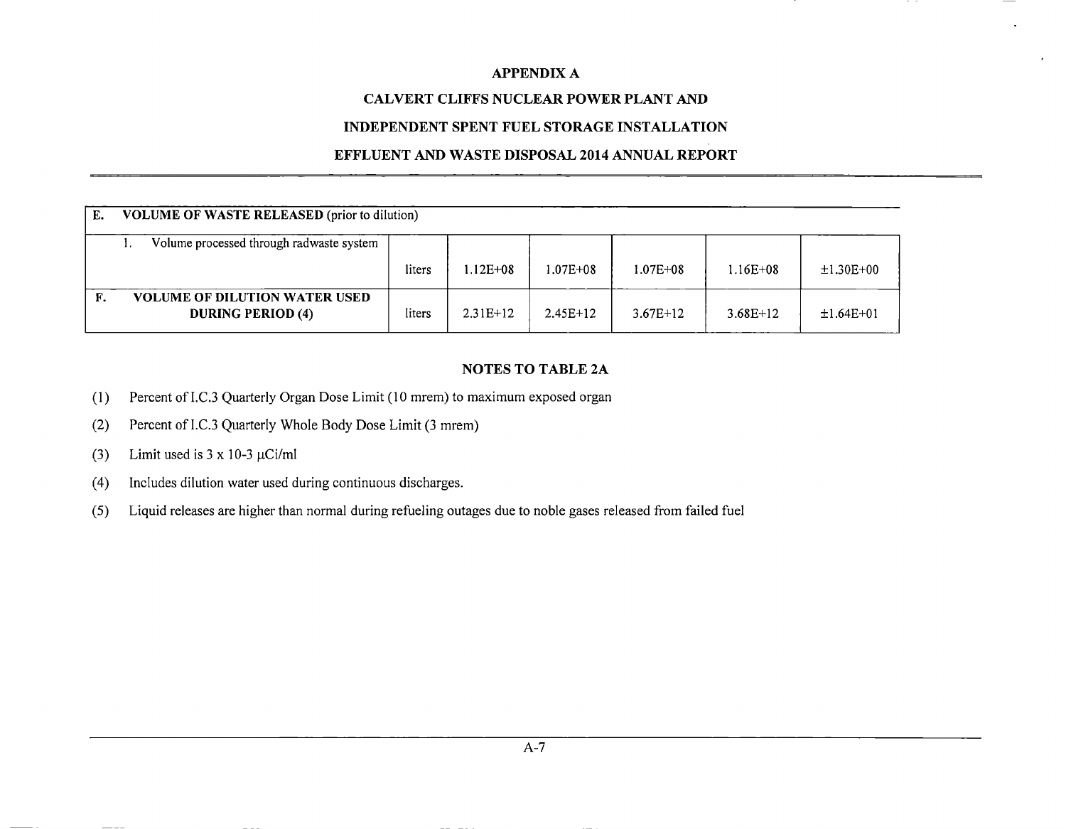APPENDIX A

CALVERT CLIFFS NUCLEAR POWER PLANT AND

INDEPENDENT SPENT FUEL STORAGE INSTALLATION

EFFLUENT AND WASTE DISPOSAL 2014 ANNUAL REPORT

| | | | | | | |
|---|---|---|---|---|---|---|
| **E. VOLUME OF WASTE RELEASED** (prior to dilution) | | | | | | |
| 1. Volume processed through radwaste system | liters | 1.12E+08 | 1.07E+08 | 1.07E+08 | 1.16E+08 | ±1.30E+00 |
| **F. VOLUME OF DILUTION WATER USED DURING PERIOD (4)** | liters | 2.31E+12 | 2.45E+12 | 3.67E+12 | 3.68E+12 | ±1.64E+01 |

**NOTES TO TABLE 2A**

(1) Percent of I.C.3 Quarterly Organ Dose Limit (10 mrem) to maximum exposed organ

(2) Percent of I.C.3 Quarterly Whole Body Dose Limit (3 mrem)

(3) Limit used is 3 x 10-3 μCi/ml

(4) Includes dilution water used during continuous discharges.

(5) Liquid releases are higher than normal during refueling outages due to noble gases released from failed fuel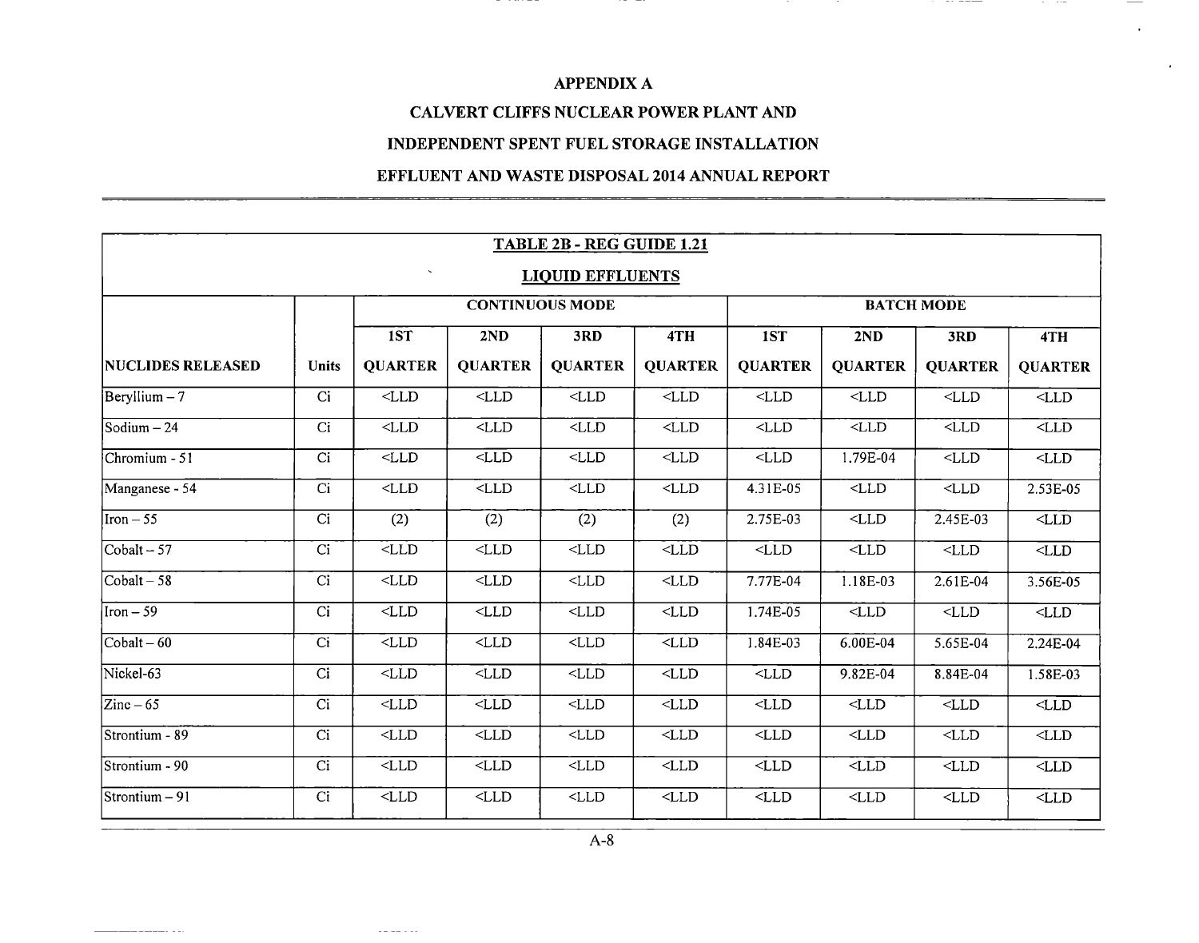# APPENDIX A

# CALVERT CLIFFS NUCLEAR POWER PLANT AND

# INDEPENDENT SPENT FUEL STORAGE INSTALLATION

# EFFLUENT AND WASTE DISPOSAL 2014 ANNUAL REPORT

| TABLE 2B - REG GUIDE 1.21 LIQUID EFFLUENTS | | | | | | | | | |
|---|---|---|---|---|---|---|---|---|---|
| | | CONTINUOUS MODE | | | | BATCH MODE | | | |
| NUCLIDES RELEASED | Units | 1ST QUARTER | 2ND QUARTER | 3RD QUARTER | 4TH QUARTER | 1ST QUARTER | 2ND QUARTER | 3RD QUARTER | 4TH QUARTER |
| Beryllium – 7 | Ci | <LLD | <LLD | <LLD | <LLD | <LLD | <LLD | <LLD | <LLD |
| Sodium – 24 | Ci | <LLD | <LLD | <LLD | <LLD | <LLD | <LLD | <LLD | <LLD |
| Chromium - 51 | Ci | <LLD | <LLD | <LLD | <LLD | <LLD | 1.79E-04 | <LLD | <LLD |
| Manganese - 54 | Ci | <LLD | <LLD | <LLD | <LLD | 4.31E-05 | <LLD | <LLD | 2.53E-05 |
| Iron – 55 | Ci | (2) | (2) | (2) | (2) | 2.75E-03 | <LLD | 2.45E-03 | <LLD |
| Cobalt – 57 | Ci | <LLD | <LLD | <LLD | <LLD | <LLD | <LLD | <LLD | <LLD |
| Cobalt – 58 | Ci | <LLD | <LLD | <LLD | <LLD | 7.77E-04 | 1.18E-03 | 2.61E-04 | 3.56E-05 |
| Iron – 59 | Ci | <LLD | <LLD | <LLD | <LLD | 1.74E-05 | <LLD | <LLD | <LLD |
| Cobalt – 60 | Ci | <LLD | <LLD | <LLD | <LLD | 1.84E-03 | 6.00E-04 | 5.65E-04 | 2.24E-04 |
| Nickel-63 | Ci | <LLD | <LLD | <LLD | <LLD | <LLD | 9.82E-04 | 8.84E-04 | 1.58E-03 |
| Zinc – 65 | Ci | <LLD | <LLD | <LLD | <LLD | <LLD | <LLD | <LLD | <LLD |
| Strontium - 89 | Ci | <LLD | <LLD | <LLD | <LLD | <LLD | <LLD | <LLD | <LLD |
| Strontium - 90 | Ci | <LLD | <LLD | <LLD | <LLD | <LLD | <LLD | <LLD | <LLD |
| Strontium – 91 | Ci | <LLD | <LLD | <LLD | <LLD | <LLD | <LLD | <LLD | <LLD |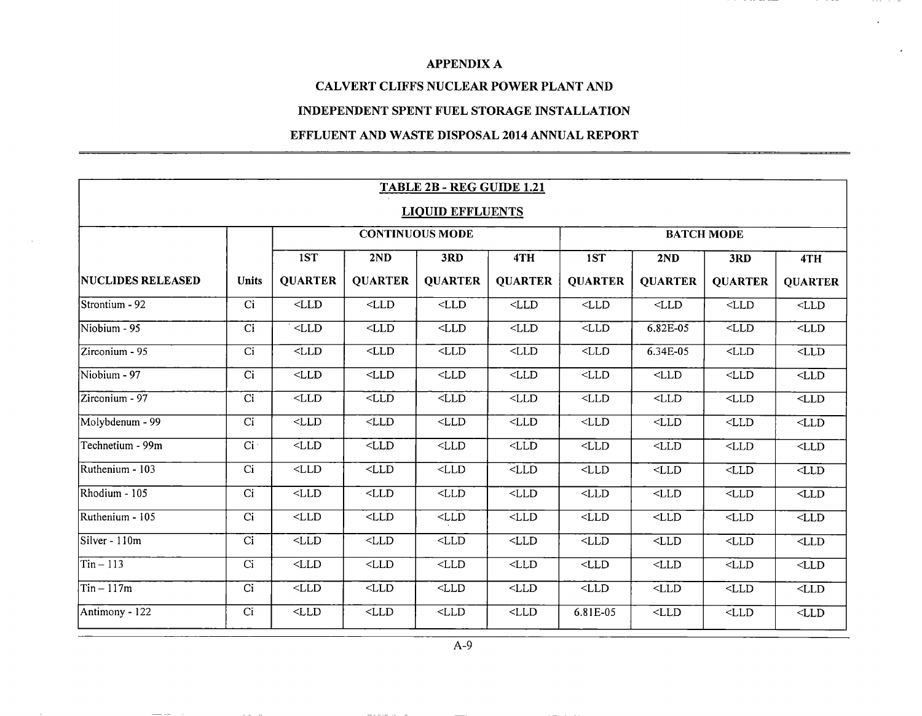# APPENDIX A

# CALVERT CLIFFS NUCLEAR POWER PLANT AND

# INDEPENDENT SPENT FUEL STORAGE INSTALLATION

# EFFLUENT AND WASTE DISPOSAL 2014 ANNUAL REPORT

**TABLE 2B - REG GUIDE 1.21**

**LIQUID EFFLUENTS**

| | | CONTINUOUS MODE | | | | BATCH MODE | | | |
|---|---|---|---|---|---|---|---|---|---|
| NUCLIDES RELEASED | Units | 1ST QUARTER | 2ND QUARTER | 3RD QUARTER | 4TH QUARTER | 1ST QUARTER | 2ND QUARTER | 3RD QUARTER | 4TH QUARTER |
| Strontium - 92 | Ci | <LLD | <LLD | <LLD | <LLD | <LLD | <LLD | <LLD | <LLD |
| Niobium - 95 | Ci | <LLD | <LLD | <LLD | <LLD | <LLD | 6.82E-05 | <LLD | <LLD |
| Zirconium - 95 | Ci | <LLD | <LLD | <LLD | <LLD | <LLD | 6.34E-05 | <LLD | <LLD |
| Niobium - 97 | Ci | <LLD | <LLD | <LLD | <LLD | <LLD | <LLD | <LLD | <LLD |
| Zirconium - 97 | Ci | <LLD | <LLD | <LLD | <LLD | <LLD | <LLD | <LLD | <LLD |
| Molybdenum - 99 | Ci | <LLD | <LLD | <LLD | <LLD | <LLD | <LLD | <LLD | <LLD |
| Technetium - 99m | Ci | <LLD | <LLD | <LLD | <LLD | <LLD | <LLD | <LLD | <LLD |
| Ruthenium - 103 | Ci | <LLD | <LLD | <LLD | <LLD | <LLD | <LLD | <LLD | <LLD |
| Rhodium - 105 | Ci | <LLD | <LLD | <LLD | <LLD | <LLD | <LLD | <LLD | <LLD |
| Ruthenium - 105 | Ci | <LLD | <LLD | <LLD | <LLD | <LLD | <LLD | <LLD | <LLD |
| Silver - 110m | Ci | <LLD | <LLD | <LLD | <LLD | <LLD | <LLD | <LLD | <LLD |
| Tin – 113 | Ci | <LLD | <LLD | <LLD | <LLD | <LLD | <LLD | <LLD | <LLD |
| Tin – 117m | Ci | <LLD | <LLD | <LLD | <LLD | <LLD | <LLD | <LLD | <LLD |
| Antimony - 122 | Ci | <LLD | <LLD | <LLD | <LLD | 6.81E-05 | <LLD | <LLD | <LLD |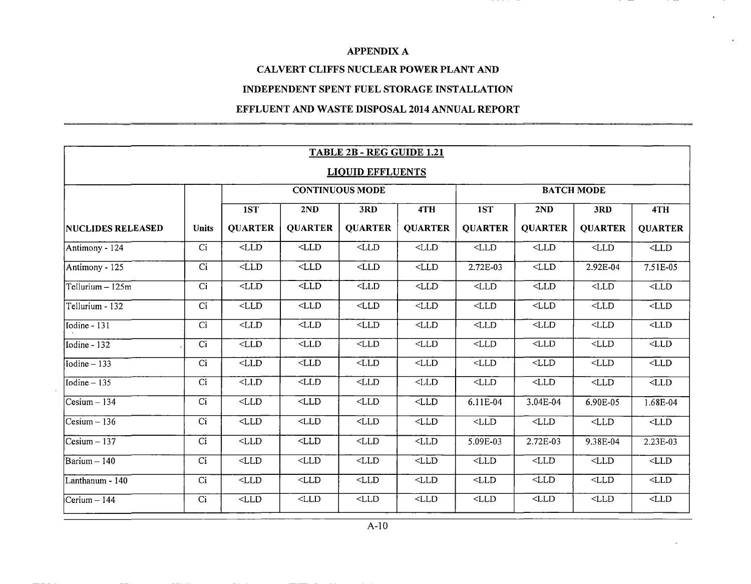## APPENDIX A

## CALVERT CLIFFS NUCLEAR POWER PLANT AND

## INDEPENDENT SPENT FUEL STORAGE INSTALLATION

## EFFLUENT AND WASTE DISPOSAL 2014 ANNUAL REPORT

**TABLE 2B - REG GUIDE 1.21**

**LIQUID EFFLUENTS**

| | | CONTINUOUS MODE | | | | BATCH MODE | | | |
|---|---|---|---|---|---|---|---|---|---|
| | | 1ST | 2ND | 3RD | 4TH | 1ST | 2ND | 3RD | 4TH |
| NUCLIDES RELEASED | Units | QUARTER | QUARTER | QUARTER | QUARTER | QUARTER | QUARTER | QUARTER | QUARTER |
| Antimony - 124 | Ci | <LLD | <LLD | <LLD | <LLD | <LLD | <LLD | <LLD | <LLD |
| Antimony - 125 | Ci | <LLD | <LLD | <LLD | <LLD | 2.72E-03 | <LLD | 2.92E-04 | 7.51E-05 |
| Tellurium – 125m | Ci | <LLD | <LLD | <LLD | <LLD | <LLD | <LLD | <LLD | <LLD |
| Tellurium - 132 | Ci | <LLD | <LLD | <LLD | <LLD | <LLD | <LLD | <LLD | <LLD |
| Iodine - 131 | Ci | <LLD | <LLD | <LLD | <LLD | <LLD | <LLD | <LLD | <LLD |
| Iodine - 132 | Ci | <LLD | <LLD | <LLD | <LLD | <LLD | <LLD | <LLD | <LLD |
| Iodine – 133 | Ci | <LLD | <LLD | <LLD | <LLD | <LLD | <LLD | <LLD | <LLD |
| Iodine – 135 | Ci | <LLD | <LLD | <LLD | <LLD | <LLD | <LLD | <LLD | <LLD |
| Cesium – 134 | Ci | <LLD | <LLD | <LLD | <LLD | 6.11E-04 | 3.04E-04 | 6.90E-05 | 1.68E-04 |
| Cesium – 136 | Ci | <LLD | <LLD | <LLD | <LLD | <LLD | <LLD | <LLD | <LLD |
| Cesium – 137 | Ci | <LLD | <LLD | <LLD | <LLD | 5.09E-03 | 2.72E-03 | 9.38E-04 | 2.23E-03 |
| Barium – 140 | Ci | <LLD | <LLD | <LLD | <LLD | <LLD | <LLD | <LLD | <LLD |
| Lanthanum - 140 | Ci | <LLD | <LLD | <LLD | <LLD | <LLD | <LLD | <LLD | <LLD |
| Cerium – 144 | Ci | <LLD | <LLD | <LLD | <LLD | <LLD | <LLD | <LLD | <LLD |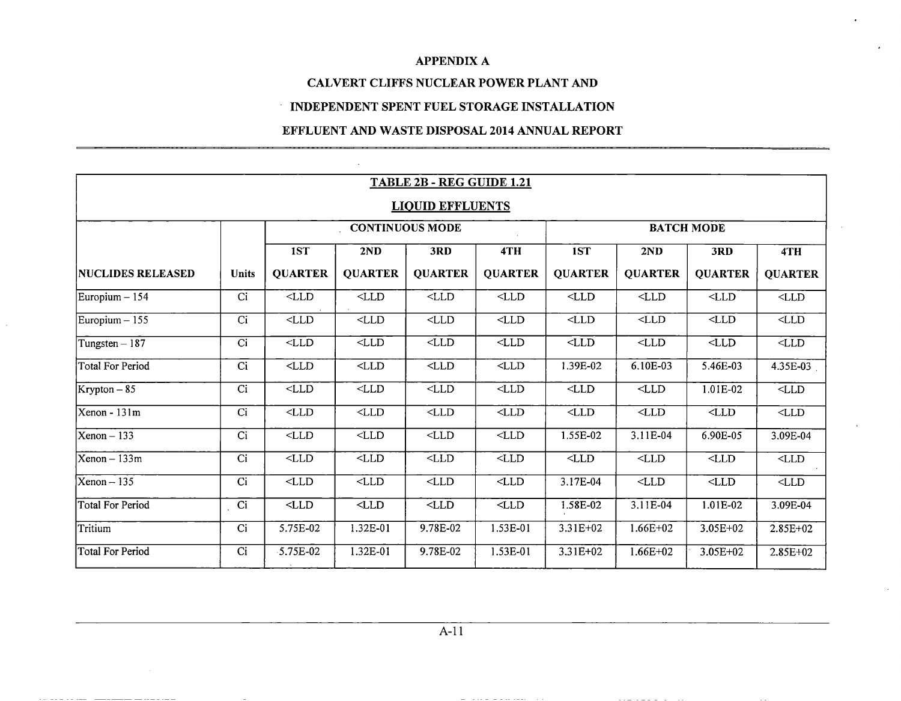# APPENDIX A

# CALVERT CLIFFS NUCLEAR POWER PLANT AND

# INDEPENDENT SPENT FUEL STORAGE INSTALLATION

# EFFLUENT AND WASTE DISPOSAL 2014 ANNUAL REPORT

## TABLE 2B - REG GUIDE 1.21

## LIQUID EFFLUENTS

| | | CONTINUOUS MODE | | | | BATCH MODE | | | |
|---|---|---|---|---|---|---|---|---|---|
| NUCLIDES RELEASED | Units | 1ST QUARTER | 2ND QUARTER | 3RD QUARTER | 4TH QUARTER | 1ST QUARTER | 2ND QUARTER | 3RD QUARTER | 4TH QUARTER |
| Europium – 154 | Ci | <LLD | <LLD | <LLD | <LLD | <LLD | <LLD | <LLD | <LLD |
| Europium – 155 | Ci | <LLD | <LLD | <LLD | <LLD | <LLD | <LLD | <LLD | <LLD |
| Tungsten – 187 | Ci | <LLD | <LLD | <LLD | <LLD | <LLD | <LLD | <LLD | <LLD |
| Total For Period | Ci | <LLD | <LLD | <LLD | <LLD | 1.39E-02 | 6.10E-03 | 5.46E-03 | 4.35E-03 |
| Krypton – 85 | Ci | <LLD | <LLD | <LLD | <LLD | <LLD | <LLD | 1.01E-02 | <LLD |
| Xenon - 131m | Ci | <LLD | <LLD | <LLD | <LLD | <LLD | <LLD | <LLD | <LLD |
| Xenon – 133 | Ci | <LLD | <LLD | <LLD | <LLD | 1.55E-02 | 3.11E-04 | 6.90E-05 | 3.09E-04 |
| Xenon – 133m | Ci | <LLD | <LLD | <LLD | <LLD | <LLD | <LLD | <LLD | <LLD |
| Xenon – 135 | Ci | <LLD | <LLD | <LLD | <LLD | 3.17E-04 | <LLD | <LLD | <LLD |
| Total For Period | Ci | <LLD | <LLD | <LLD | <LLD | 1.58E-02 | 3.11E-04 | 1.01E-02 | 3.09E-04 |
| Tritium | Ci | 5.75E-02 | 1.32E-01 | 9.78E-02 | 1.53E-01 | 3.31E+02 | 1.66E+02 | 3.05E+02 | 2.85E+02 |
| Total For Period | Ci | 5.75E-02 | 1.32E-01 | 9.78E-02 | 1.53E-01 | 3.31E+02 | 1.66E+02 | 3.05E+02 | 2.85E+02 |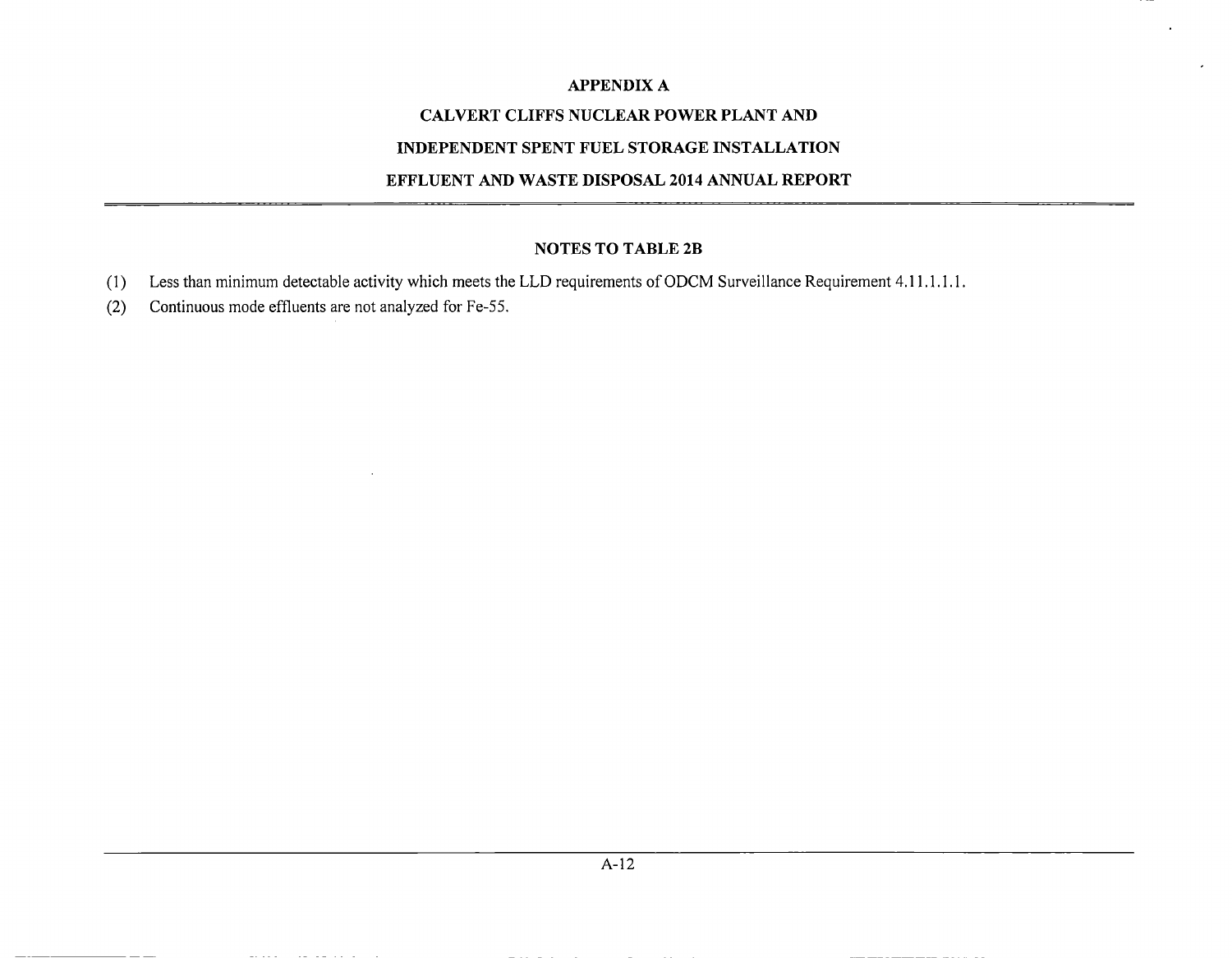## NOTES TO TABLE 2B

(1) Less than minimum detectable activity which meets the LLD requirements of ODCM Surveillance Requirement 4.11.1.1.1.

(2) Continuous mode effluents are not analyzed for Fe-55.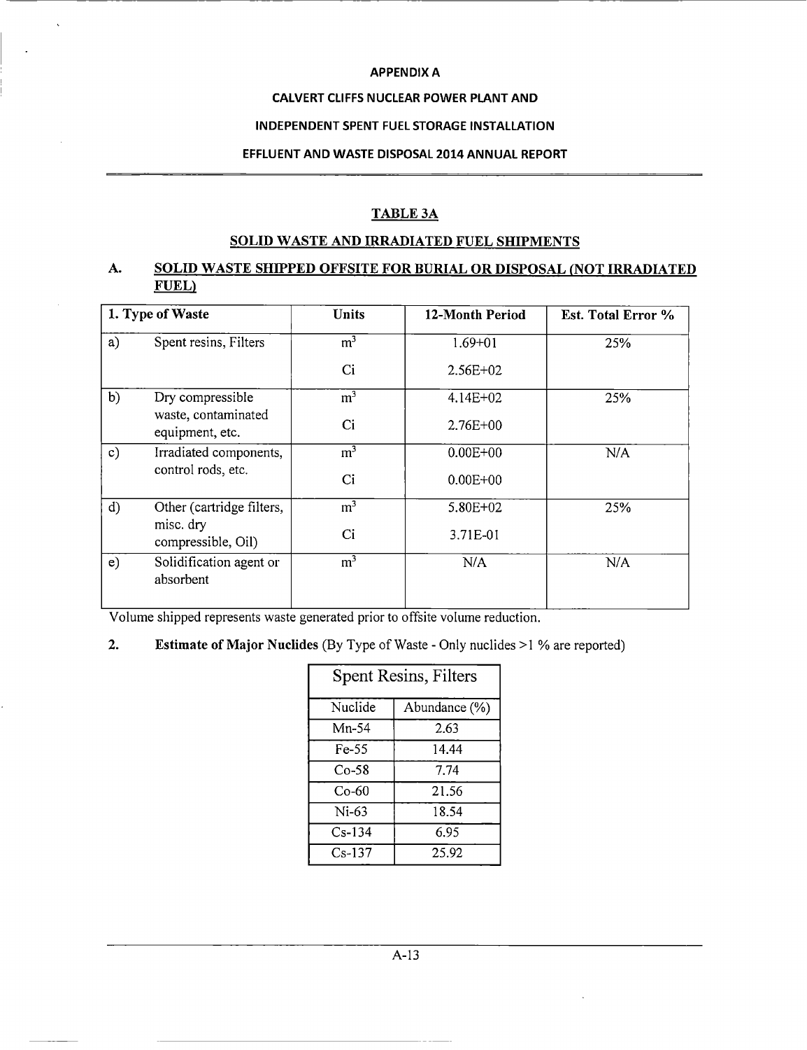APPENDIX A

CALVERT CLIFFS NUCLEAR POWER PLANT AND

INDEPENDENT SPENT FUEL STORAGE INSTALLATION

EFFLUENT AND WASTE DISPOSAL 2014 ANNUAL REPORT

## TABLE 3A

## SOLID WASTE AND IRRADIATED FUEL SHIPMENTS

### A. SOLID WASTE SHIPPED OFFSITE FOR BURIAL OR DISPOSAL (NOT IRRADIATED FUEL)

| 1. Type of Waste | | Units | 12-Month Period | Est. Total Error % |
|---|---|---|---|---|
| a) | Spent resins, Filters | $m^3$ | 1.69+01 | 25% |
| | | Ci | 2.56E+02 | |
| b) | Dry compressible waste, contaminated equipment, etc. | $m^3$ | 4.14E+02 | 25% |
| | | Ci | 2.76E+00 | |
| c) | Irradiated components, control rods, etc. | $m^3$ | 0.00E+00 | N/A |
| | | Ci | 0.00E+00 | |
| d) | Other (cartridge filters, misc. dry compressible, Oil) | $m^3$ | 5.80E+02 | 25% |
| | | Ci | 3.71E-01 | |
| e) | Solidification agent or absorbent | $m^3$ | N/A | N/A |

Volume shipped represents waste generated prior to offsite volume reduction.

**2. Estimate of Major Nuclides** (By Type of Waste - Only nuclides >1 % are reported)

| Spent Resins, Filters | |
|---|---|
| Nuclide | Abundance (%) |
| Mn-54 | 2.63 |
| Fe-55 | 14.44 |
| Co-58 | 7.74 |
| Co-60 | 21.56 |
| Ni-63 | 18.54 |
| Cs-134 | 6.95 |
| Cs-137 | 25.92 |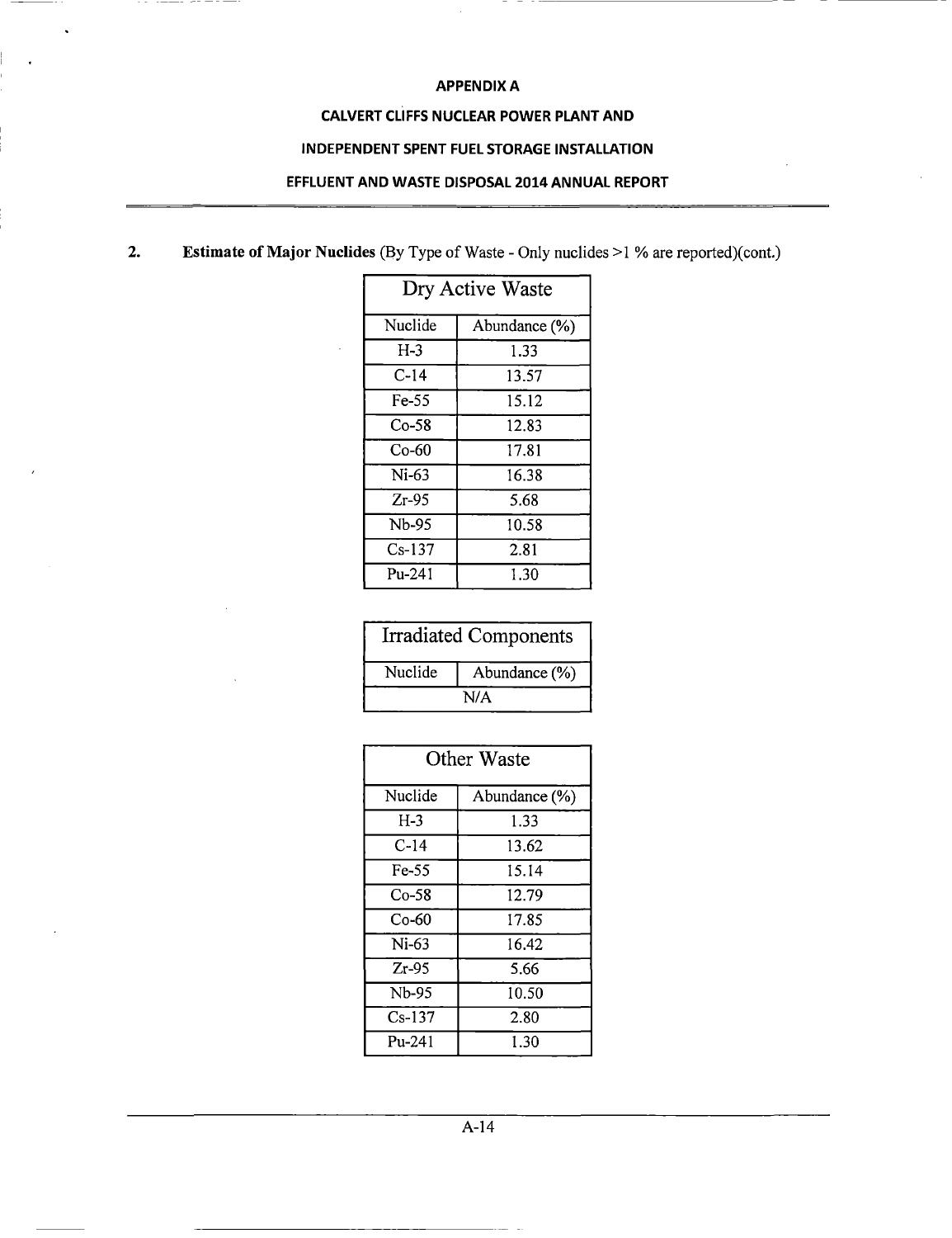2. **Estimate of Major Nuclides** (By Type of Waste - Only nuclides >1 % are reported)(cont.)

| Dry Active Waste | |
|---|---|
| Nuclide | Abundance (%) |
| H-3 | 1.33 |
| C-14 | 13.57 |
| Fe-55 | 15.12 |
| Co-58 | 12.83 |
| Co-60 | 17.81 |
| Ni-63 | 16.38 |
| Zr-95 | 5.68 |
| Nb-95 | 10.58 |
| Cs-137 | 2.81 |
| Pu-241 | 1.30 |

| Irradiated Components | |
|---|---|
| Nuclide | Abundance (%) |
| N/A | |

| Other Waste | |
|---|---|
| Nuclide | Abundance (%) |
| H-3 | 1.33 |
| C-14 | 13.62 |
| Fe-55 | 15.14 |
| Co-58 | 12.79 |
| Co-60 | 17.85 |
| Ni-63 | 16.42 |
| Zr-95 | 5.66 |
| Nb-95 | 10.50 |
| Cs-137 | 2.80 |
| Pu-241 | 1.30 |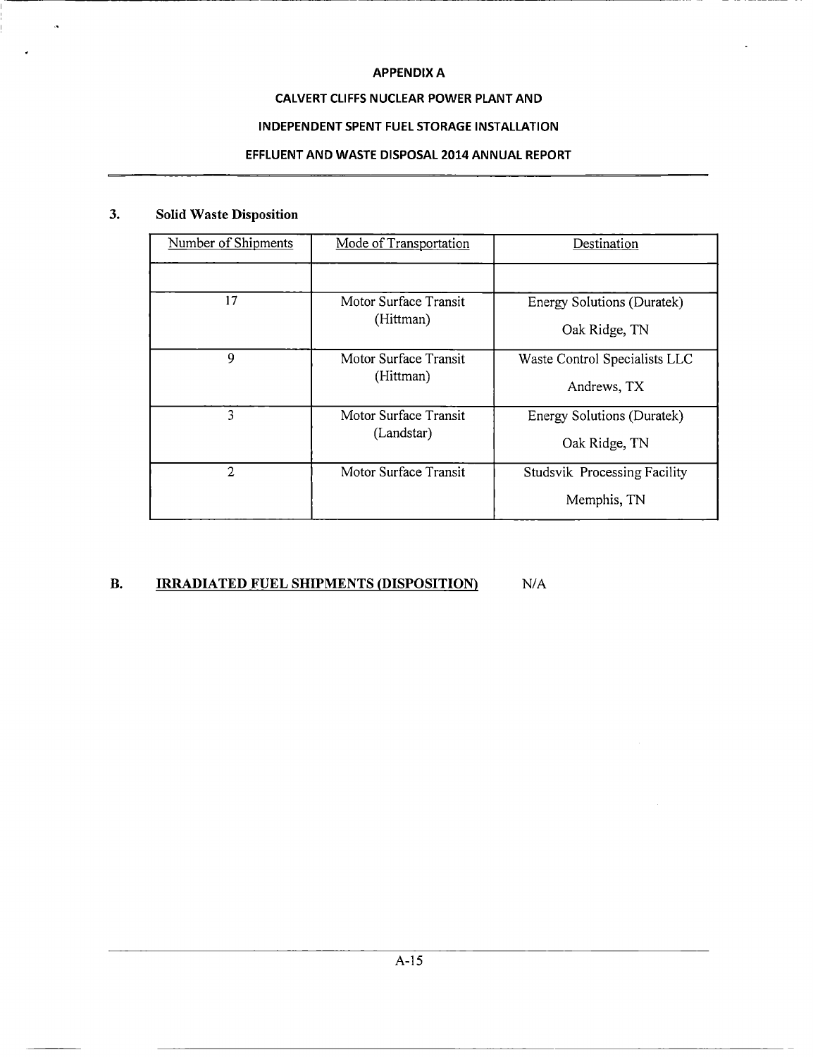APPENDIX A

CALVERT CLIFFS NUCLEAR POWER PLANT AND

INDEPENDENT SPENT FUEL STORAGE INSTALLATION

EFFLUENT AND WASTE DISPOSAL 2014 ANNUAL REPORT

### 3. Solid Waste Disposition

| Number of Shipments | Mode of Transportation | Destination |
|---|---|---|
| | | |
| 17 | Motor Surface Transit (Hittman) | Energy Solutions (Duratek) Oak Ridge, TN |
| 9 | Motor Surface Transit (Hittman) | Waste Control Specialists LLC Andrews, TX |
| 3 | Motor Surface Transit (Landstar) | Energy Solutions (Duratek) Oak Ridge, TN |
| 2 | Motor Surface Transit | Studsvik Processing Facility Memphis, TN |

### B. IRRADIATED FUEL SHIPMENTS (DISPOSITION) N/A